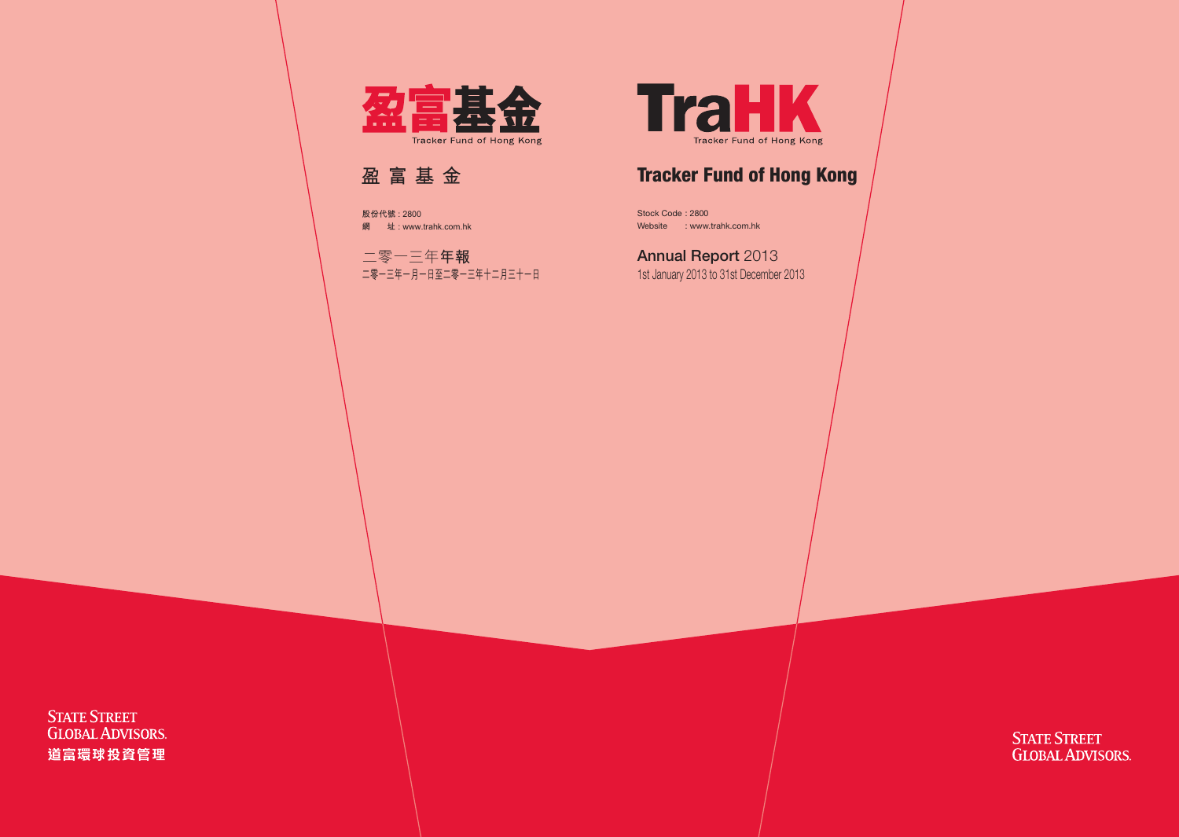# 盈富基金

Tracker Fund of Hong Kong

## 盈 富 基 金

股份代號 : 2800
網　　址 : www.trahk.com.hk

二零一三年年報
二零一三年一月一日至二零一三年十二月三十一日

# TraHK

Tracker Fund of Hong Kong

## Tracker Fund of Hong Kong

Stock Code : 2800
Website : www.trahk.com.hk

Annual Report 2013
1st January 2013 to 31st December 2013

STATE STREET GLOBAL ADVISORS.
道富環球投資管理

STATE STREET GLOBAL ADVISORS.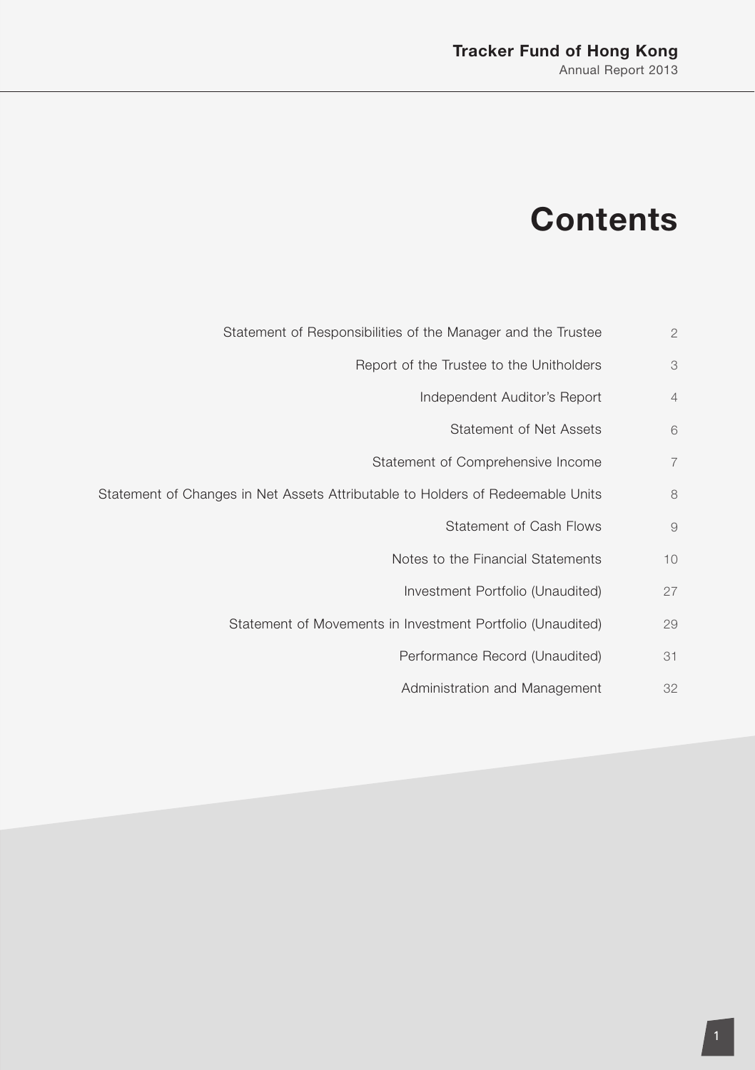# Contents

| | |
|---|---|
| Statement of Responsibilities of the Manager and the Trustee | 2 |
| Report of the Trustee to the Unitholders | 3 |
| Independent Auditor's Report | 4 |
| Statement of Net Assets | 6 |
| Statement of Comprehensive Income | 7 |
| Statement of Changes in Net Assets Attributable to Holders of Redeemable Units | 8 |
| Statement of Cash Flows | 9 |
| Notes to the Financial Statements | 10 |
| Investment Portfolio (Unaudited) | 27 |
| Statement of Movements in Investment Portfolio (Unaudited) | 29 |
| Performance Record (Unaudited) | 31 |
| Administration and Management | 32 |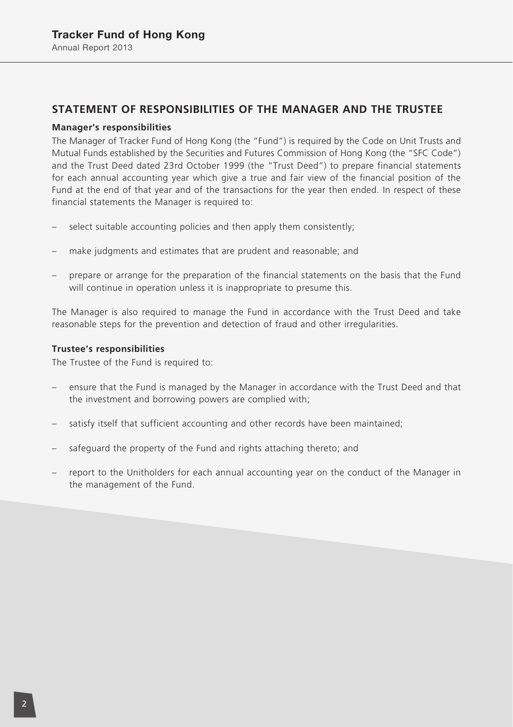## STATEMENT OF RESPONSIBILITIES OF THE MANAGER AND THE TRUSTEE

**Manager's responsibilities**

The Manager of Tracker Fund of Hong Kong (the "Fund") is required by the Code on Unit Trusts and Mutual Funds established by the Securities and Futures Commission of Hong Kong (the "SFC Code") and the Trust Deed dated 23rd October 1999 (the "Trust Deed") to prepare financial statements for each annual accounting year which give a true and fair view of the financial position of the Fund at the end of that year and of the transactions for the year then ended. In respect of these financial statements the Manager is required to:

- select suitable accounting policies and then apply them consistently;
- make judgments and estimates that are prudent and reasonable; and
- prepare or arrange for the preparation of the financial statements on the basis that the Fund will continue in operation unless it is inappropriate to presume this.

The Manager is also required to manage the Fund in accordance with the Trust Deed and take reasonable steps for the prevention and detection of fraud and other irregularities.

**Trustee's responsibilities**

The Trustee of the Fund is required to:

- ensure that the Fund is managed by the Manager in accordance with the Trust Deed and that the investment and borrowing powers are complied with;
- satisfy itself that sufficient accounting and other records have been maintained;
- safeguard the property of the Fund and rights attaching thereto; and
- report to the Unitholders for each annual accounting year on the conduct of the Manager in the management of the Fund.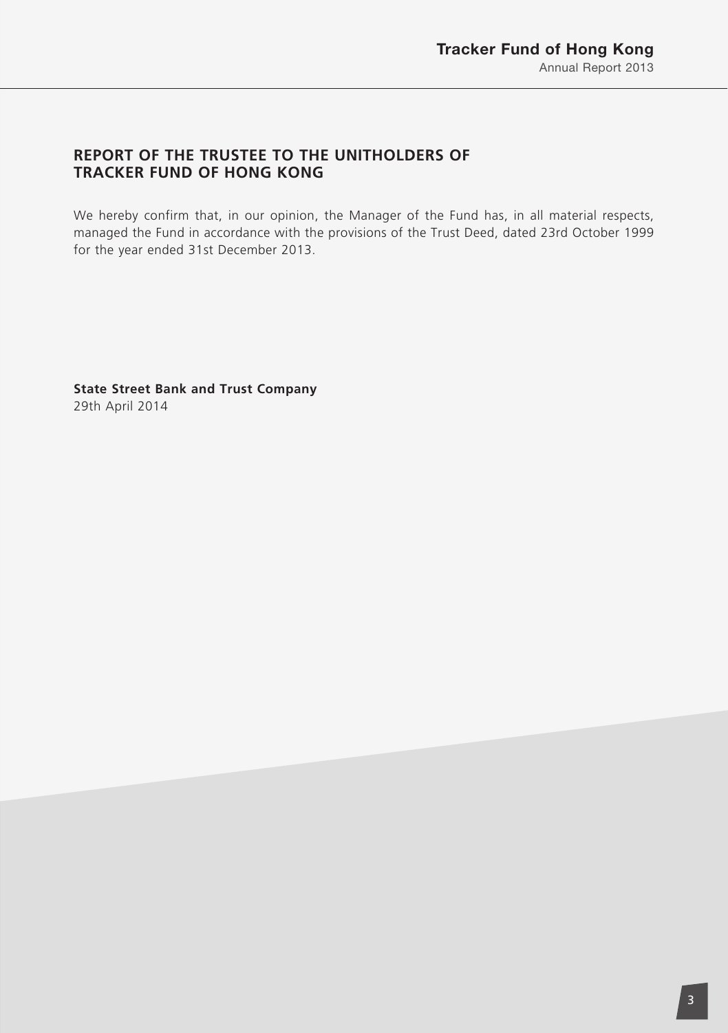## REPORT OF THE TRUSTEE TO THE UNITHOLDERS OF TRACKER FUND OF HONG KONG

We hereby confirm that, in our opinion, the Manager of the Fund has, in all material respects, managed the Fund in accordance with the provisions of the Trust Deed, dated 23rd October 1999 for the year ended 31st December 2013.

**State Street Bank and Trust Company**
29th April 2014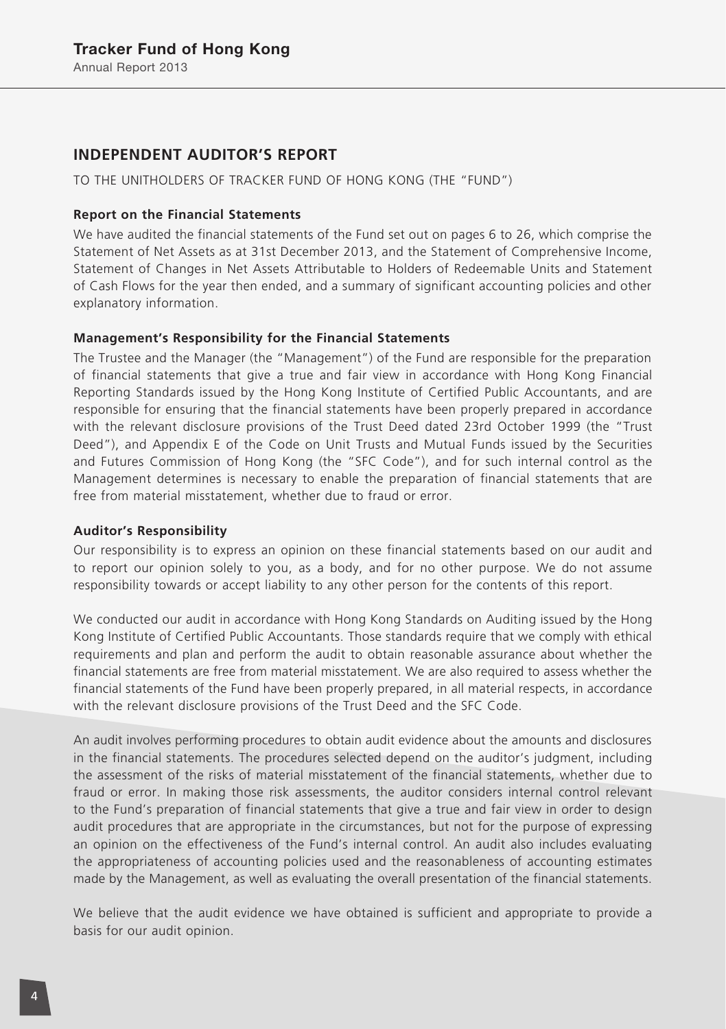## INDEPENDENT AUDITOR'S REPORT

TO THE UNITHOLDERS OF TRACKER FUND OF HONG KONG (THE "FUND")

### Report on the Financial Statements

We have audited the financial statements of the Fund set out on pages 6 to 26, which comprise the Statement of Net Assets as at 31st December 2013, and the Statement of Comprehensive Income, Statement of Changes in Net Assets Attributable to Holders of Redeemable Units and Statement of Cash Flows for the year then ended, and a summary of significant accounting policies and other explanatory information.

### Management's Responsibility for the Financial Statements

The Trustee and the Manager (the "Management") of the Fund are responsible for the preparation of financial statements that give a true and fair view in accordance with Hong Kong Financial Reporting Standards issued by the Hong Kong Institute of Certified Public Accountants, and are responsible for ensuring that the financial statements have been properly prepared in accordance with the relevant disclosure provisions of the Trust Deed dated 23rd October 1999 (the "Trust Deed"), and Appendix E of the Code on Unit Trusts and Mutual Funds issued by the Securities and Futures Commission of Hong Kong (the "SFC Code"), and for such internal control as the Management determines is necessary to enable the preparation of financial statements that are free from material misstatement, whether due to fraud or error.

### Auditor's Responsibility

Our responsibility is to express an opinion on these financial statements based on our audit and to report our opinion solely to you, as a body, and for no other purpose. We do not assume responsibility towards or accept liability to any other person for the contents of this report.

We conducted our audit in accordance with Hong Kong Standards on Auditing issued by the Hong Kong Institute of Certified Public Accountants. Those standards require that we comply with ethical requirements and plan and perform the audit to obtain reasonable assurance about whether the financial statements are free from material misstatement. We are also required to assess whether the financial statements of the Fund have been properly prepared, in all material respects, in accordance with the relevant disclosure provisions of the Trust Deed and the SFC Code.

An audit involves performing procedures to obtain audit evidence about the amounts and disclosures in the financial statements. The procedures selected depend on the auditor's judgment, including the assessment of the risks of material misstatement of the financial statements, whether due to fraud or error. In making those risk assessments, the auditor considers internal control relevant to the Fund's preparation of financial statements that give a true and fair view in order to design audit procedures that are appropriate in the circumstances, but not for the purpose of expressing an opinion on the effectiveness of the Fund's internal control. An audit also includes evaluating the appropriateness of accounting policies used and the reasonableness of accounting estimates made by the Management, as well as evaluating the overall presentation of the financial statements.

We believe that the audit evidence we have obtained is sufficient and appropriate to provide a basis for our audit opinion.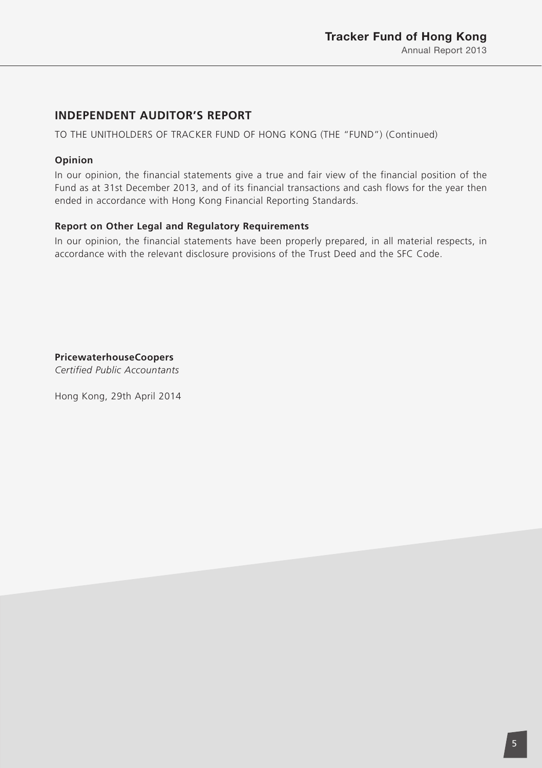## INDEPENDENT AUDITOR'S REPORT

TO THE UNITHOLDERS OF TRACKER FUND OF HONG KONG (THE "FUND") (Continued)

**Opinion**

In our opinion, the financial statements give a true and fair view of the financial position of the Fund as at 31st December 2013, and of its financial transactions and cash flows for the year then ended in accordance with Hong Kong Financial Reporting Standards.

**Report on Other Legal and Regulatory Requirements**

In our opinion, the financial statements have been properly prepared, in all material respects, in accordance with the relevant disclosure provisions of the Trust Deed and the SFC Code.

**PricewaterhouseCoopers**
*Certified Public Accountants*

Hong Kong, 29th April 2014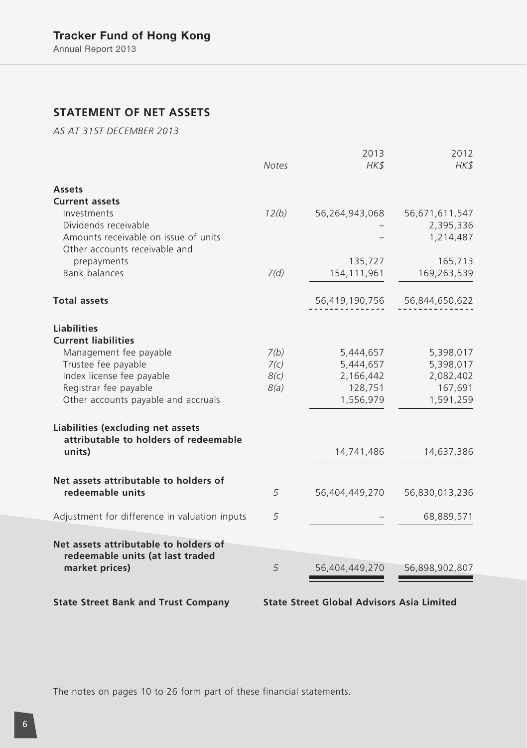## STATEMENT OF NET ASSETS

*AS AT 31ST DECEMBER 2013*

| | *Notes* | 2013 *HK$* | 2012 *HK$* |
|---|---|---|---|
| **Assets** | | | |
| **Current assets** | | | |
| Investments | *12(b)* | 56,264,943,068 | 56,671,611,547 |
| Dividends receivable | | – | 2,395,336 |
| Amounts receivable on issue of units | | – | 1,214,487 |
| Other accounts receivable and prepayments | | 135,727 | 165,713 |
| Bank balances | *7(d)* | 154,111,961 | 169,263,539 |
| **Total assets** | | 56,419,190,756 | 56,844,650,622 |
| **Liabilities** | | | |
| **Current liabilities** | | | |
| Management fee payable | *7(b)* | 5,444,657 | 5,398,017 |
| Trustee fee payable | *7(c)* | 5,444,657 | 5,398,017 |
| Index license fee payable | *8(c)* | 2,166,442 | 2,082,402 |
| Registrar fee payable | *8(a)* | 128,751 | 167,691 |
| Other accounts payable and accruals | | 1,556,979 | 1,591,259 |
| **Liabilities (excluding net assets attributable to holders of redeemable units)** | | 14,741,486 | 14,637,386 |
| **Net assets attributable to holders of redeemable units** | 5 | 56,404,449,270 | 56,830,013,236 |
| Adjustment for difference in valuation inputs | 5 | – | 68,889,571 |
| **Net assets attributable to holders of redeemable units (at last traded market prices)** | 5 | 56,404,449,270 | 56,898,902,807 |

**State Street Bank and Trust Company** **State Street Global Advisors Asia Limited**

The notes on pages 10 to 26 form part of these financial statements.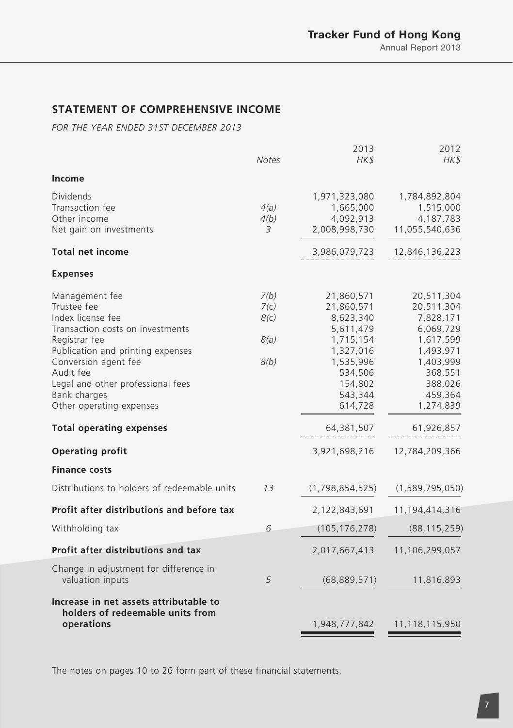## STATEMENT OF COMPREHENSIVE INCOME

*FOR THE YEAR ENDED 31ST DECEMBER 2013*

| | *Notes* | 2013 *HK$* | 2012 *HK$* |
|---|---|---|---|
| **Income** | | | |
| Dividends | | 1,971,323,080 | 1,784,892,804 |
| Transaction fee | *4(a)* | 1,665,000 | 1,515,000 |
| Other income | *4(b)* | 4,092,913 | 4,187,783 |
| Net gain on investments | *3* | 2,008,998,730 | 11,055,540,636 |
| **Total net income** | | 3,986,079,723 | 12,846,136,223 |
| **Expenses** | | | |
| Management fee | *7(b)* | 21,860,571 | 20,511,304 |
| Trustee fee | *7(c)* | 21,860,571 | 20,511,304 |
| Index license fee | *8(c)* | 8,623,340 | 7,828,171 |
| Transaction costs on investments | | 5,611,479 | 6,069,729 |
| Registrar fee | *8(a)* | 1,715,154 | 1,617,599 |
| Publication and printing expenses | | 1,327,016 | 1,493,971 |
| Conversion agent fee | *8(b)* | 1,535,996 | 1,403,999 |
| Audit fee | | 534,506 | 368,551 |
| Legal and other professional fees | | 154,802 | 388,026 |
| Bank charges | | 543,344 | 459,364 |
| Other operating expenses | | 614,728 | 1,274,839 |
| **Total operating expenses** | | 64,381,507 | 61,926,857 |
| **Operating profit** | | 3,921,698,216 | 12,784,209,366 |
| **Finance costs** | | | |
| Distributions to holders of redeemable units | *13* | (1,798,854,525) | (1,589,795,050) |
| **Profit after distributions and before tax** | | 2,122,843,691 | 11,194,414,316 |
| Withholding tax | *6* | (105,176,278) | (88,115,259) |
| **Profit after distributions and tax** | | 2,017,667,413 | 11,106,299,057 |
| Change in adjustment for difference in valuation inputs | *5* | (68,889,571) | 11,816,893 |
| **Increase in net assets attributable to holders of redeemable units from operations** | | 1,948,777,842 | 11,118,115,950 |

The notes on pages 10 to 26 form part of these financial statements.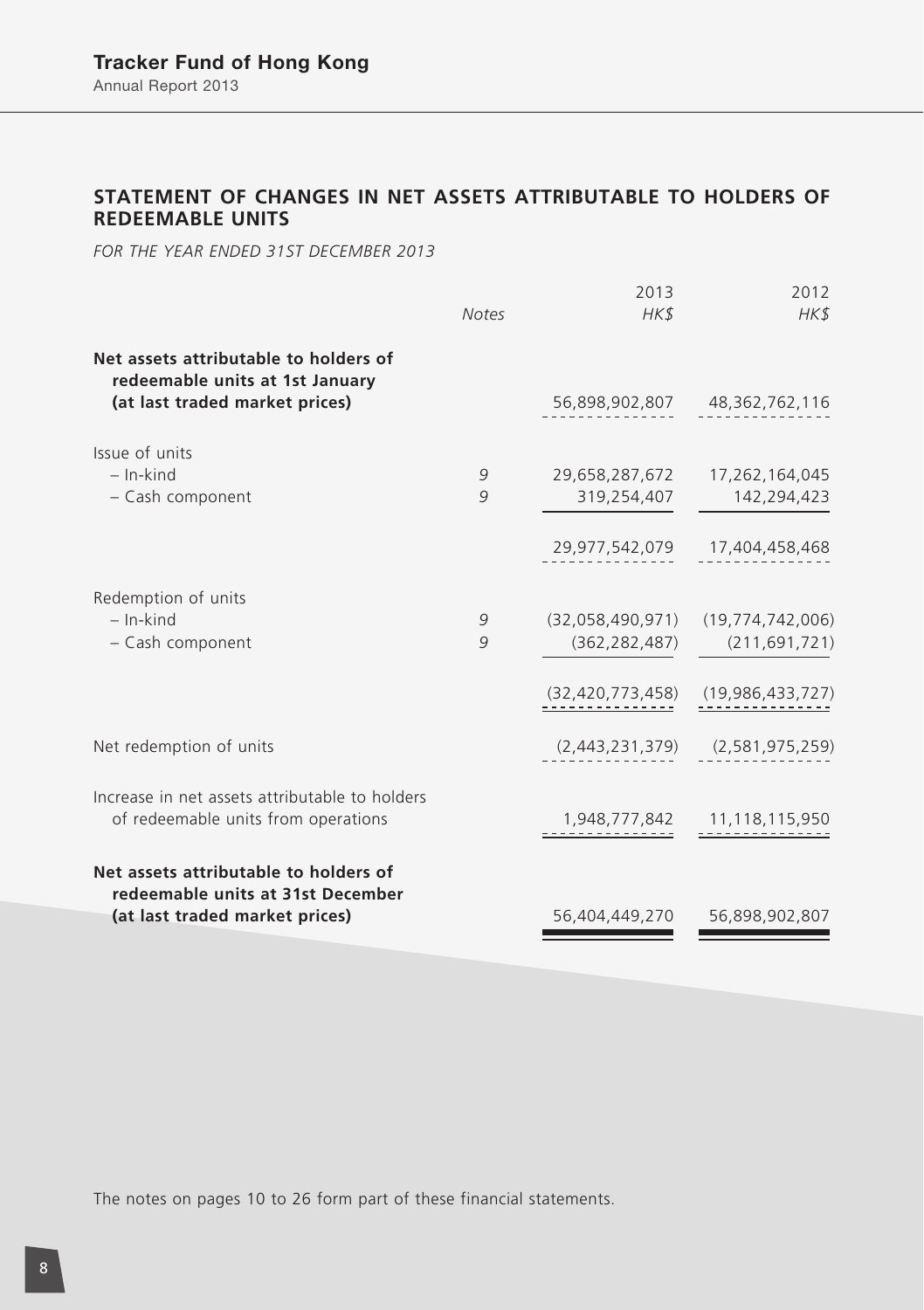## STATEMENT OF CHANGES IN NET ASSETS ATTRIBUTABLE TO HOLDERS OF REDEEMABLE UNITS

*FOR THE YEAR ENDED 31ST DECEMBER 2013*

| | *Notes* | 2013<br>*HK$* | 2012<br>*HK$* |
|---|---|---|---|
| **Net assets attributable to holders of redeemable units at 1st January (at last traded market prices)** | | 56,898,902,807 | 48,362,762,116 |
| Issue of units | | | |
| – In-kind | *9* | 29,658,287,672 | 17,262,164,045 |
| – Cash component | *9* | 319,254,407 | 142,294,423 |
| | | 29,977,542,079 | 17,404,458,468 |
| Redemption of units | | | |
| – In-kind | *9* | (32,058,490,971) | (19,774,742,006) |
| – Cash component | *9* | (362,282,487) | (211,691,721) |
| | | (32,420,773,458) | (19,986,433,727) |
| Net redemption of units | | (2,443,231,379) | (2,581,975,259) |
| Increase in net assets attributable to holders of redeemable units from operations | | 1,948,777,842 | 11,118,115,950 |
| **Net assets attributable to holders of redeemable units at 31st December (at last traded market prices)** | | 56,404,449,270 | 56,898,902,807 |

The notes on pages 10 to 26 form part of these financial statements.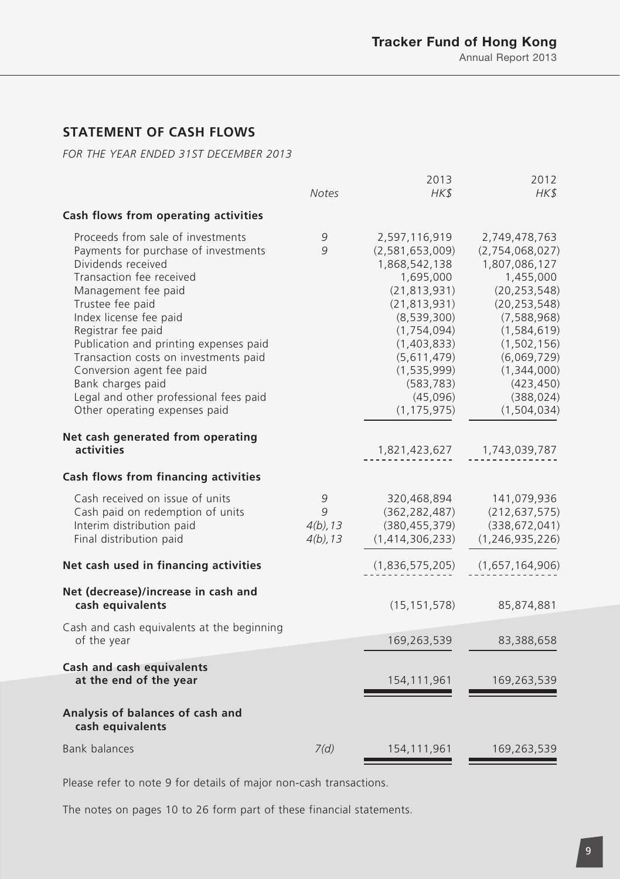## STATEMENT OF CASH FLOWS

*FOR THE YEAR ENDED 31ST DECEMBER 2013*

| | *Notes* | 2013 *HK$* | 2012 *HK$* |
|---|---|---|---|
| **Cash flows from operating activities** | | | |
| Proceeds from sale of investments | 9 | 2,597,116,919 | 2,749,478,763 |
| Payments for purchase of investments | 9 | (2,581,653,009) | (2,754,068,027) |
| Dividends received | | 1,868,542,138 | 1,807,086,127 |
| Transaction fee received | | 1,695,000 | 1,455,000 |
| Management fee paid | | (21,813,931) | (20,253,548) |
| Trustee fee paid | | (21,813,931) | (20,253,548) |
| Index license fee paid | | (8,539,300) | (7,588,968) |
| Registrar fee paid | | (1,754,094) | (1,584,619) |
| Publication and printing expenses paid | | (1,403,833) | (1,502,156) |
| Transaction costs on investments paid | | (5,611,479) | (6,069,729) |
| Conversion agent fee paid | | (1,535,999) | (1,344,000) |
| Bank charges paid | | (583,783) | (423,450) |
| Legal and other professional fees paid | | (45,096) | (388,024) |
| Other operating expenses paid | | (1,175,975) | (1,504,034) |
| **Net cash generated from operating activities** | | 1,821,423,627 | 1,743,039,787 |
| **Cash flows from financing activities** | | | |
| Cash received on issue of units | 9 | 320,468,894 | 141,079,936 |
| Cash paid on redemption of units | 9 | (362,282,487) | (212,637,575) |
| Interim distribution paid | 4(b), 13 | (380,455,379) | (338,672,041) |
| Final distribution paid | 4(b), 13 | (1,414,306,233) | (1,246,935,226) |
| **Net cash used in financing activities** | | (1,836,575,205) | (1,657,164,906) |
| **Net (decrease)/increase in cash and cash equivalents** | | (15,151,578) | 85,874,881 |
| Cash and cash equivalents at the beginning of the year | | 169,263,539 | 83,388,658 |
| **Cash and cash equivalents at the end of the year** | | 154,111,961 | 169,263,539 |
| **Analysis of balances of cash and cash equivalents** | | | |
| Bank balances | 7(d) | 154,111,961 | 169,263,539 |

Please refer to note 9 for details of major non-cash transactions.

The notes on pages 10 to 26 form part of these financial statements.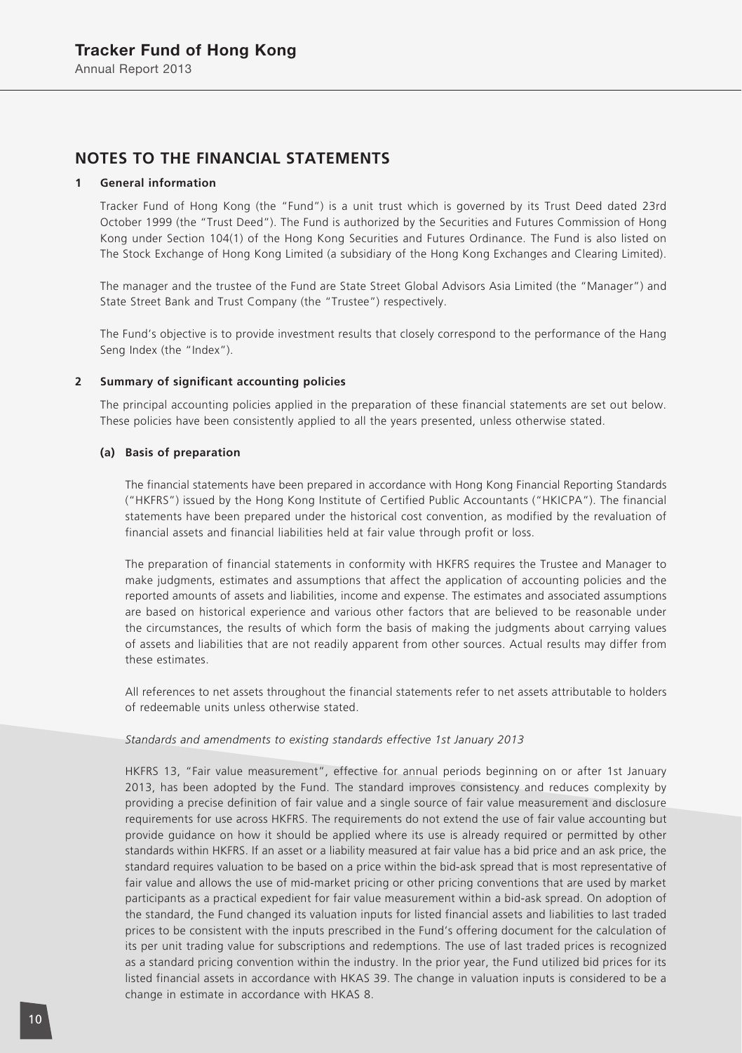## NOTES TO THE FINANCIAL STATEMENTS

### 1 General information

Tracker Fund of Hong Kong (the "Fund") is a unit trust which is governed by its Trust Deed dated 23rd October 1999 (the "Trust Deed"). The Fund is authorized by the Securities and Futures Commission of Hong Kong under Section 104(1) of the Hong Kong Securities and Futures Ordinance. The Fund is also listed on The Stock Exchange of Hong Kong Limited (a subsidiary of the Hong Kong Exchanges and Clearing Limited).

The manager and the trustee of the Fund are State Street Global Advisors Asia Limited (the "Manager") and State Street Bank and Trust Company (the "Trustee") respectively.

The Fund's objective is to provide investment results that closely correspond to the performance of the Hang Seng Index (the "Index").

### 2 Summary of significant accounting policies

The principal accounting policies applied in the preparation of these financial statements are set out below. These policies have been consistently applied to all the years presented, unless otherwise stated.

#### (a) Basis of preparation

The financial statements have been prepared in accordance with Hong Kong Financial Reporting Standards ("HKFRS") issued by the Hong Kong Institute of Certified Public Accountants ("HKICPA"). The financial statements have been prepared under the historical cost convention, as modified by the revaluation of financial assets and financial liabilities held at fair value through profit or loss.

The preparation of financial statements in conformity with HKFRS requires the Trustee and Manager to make judgments, estimates and assumptions that affect the application of accounting policies and the reported amounts of assets and liabilities, income and expense. The estimates and associated assumptions are based on historical experience and various other factors that are believed to be reasonable under the circumstances, the results of which form the basis of making the judgments about carrying values of assets and liabilities that are not readily apparent from other sources. Actual results may differ from these estimates.

All references to net assets throughout the financial statements refer to net assets attributable to holders of redeemable units unless otherwise stated.

*Standards and amendments to existing standards effective 1st January 2013*

HKFRS 13, "Fair value measurement", effective for annual periods beginning on or after 1st January 2013, has been adopted by the Fund. The standard improves consistency and reduces complexity by providing a precise definition of fair value and a single source of fair value measurement and disclosure requirements for use across HKFRS. The requirements do not extend the use of fair value accounting but provide guidance on how it should be applied where its use is already required or permitted by other standards within HKFRS. If an asset or a liability measured at fair value has a bid price and an ask price, the standard requires valuation to be based on a price within the bid-ask spread that is most representative of fair value and allows the use of mid-market pricing or other pricing conventions that are used by market participants as a practical expedient for fair value measurement within a bid-ask spread. On adoption of the standard, the Fund changed its valuation inputs for listed financial assets and liabilities to last traded prices to be consistent with the inputs prescribed in the Fund's offering document for the calculation of its per unit trading value for subscriptions and redemptions. The use of last traded prices is recognized as a standard pricing convention within the industry. In the prior year, the Fund utilized bid prices for its listed financial assets in accordance with HKAS 39. The change in valuation inputs is considered to be a change in estimate in accordance with HKAS 8.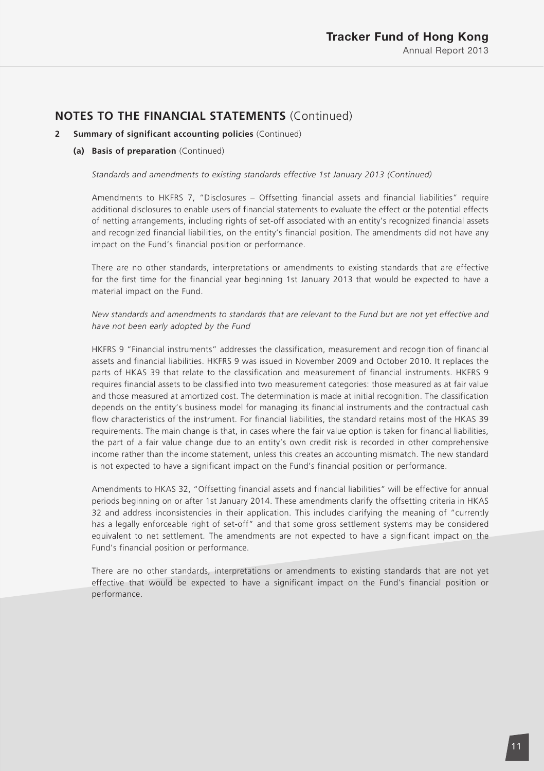## NOTES TO THE FINANCIAL STATEMENTS (Continued)

### 2 Summary of significant accounting policies (Continued)

#### (a) Basis of preparation (Continued)

*Standards and amendments to existing standards effective 1st January 2013 (Continued)*

Amendments to HKFRS 7, "Disclosures – Offsetting financial assets and financial liabilities" require additional disclosures to enable users of financial statements to evaluate the effect or the potential effects of netting arrangements, including rights of set-off associated with an entity's recognized financial assets and recognized financial liabilities, on the entity's financial position. The amendments did not have any impact on the Fund's financial position or performance.

There are no other standards, interpretations or amendments to existing standards that are effective for the first time for the financial year beginning 1st January 2013 that would be expected to have a material impact on the Fund.

*New standards and amendments to standards that are relevant to the Fund but are not yet effective and have not been early adopted by the Fund*

HKFRS 9 "Financial instruments" addresses the classification, measurement and recognition of financial assets and financial liabilities. HKFRS 9 was issued in November 2009 and October 2010. It replaces the parts of HKAS 39 that relate to the classification and measurement of financial instruments. HKFRS 9 requires financial assets to be classified into two measurement categories: those measured as at fair value and those measured at amortized cost. The determination is made at initial recognition. The classification depends on the entity's business model for managing its financial instruments and the contractual cash flow characteristics of the instrument. For financial liabilities, the standard retains most of the HKAS 39 requirements. The main change is that, in cases where the fair value option is taken for financial liabilities, the part of a fair value change due to an entity's own credit risk is recorded in other comprehensive income rather than the income statement, unless this creates an accounting mismatch. The new standard is not expected to have a significant impact on the Fund's financial position or performance.

Amendments to HKAS 32, "Offsetting financial assets and financial liabilities" will be effective for annual periods beginning on or after 1st January 2014. These amendments clarify the offsetting criteria in HKAS 32 and address inconsistencies in their application. This includes clarifying the meaning of "currently has a legally enforceable right of set-off" and that some gross settlement systems may be considered equivalent to net settlement. The amendments are not expected to have a significant impact on the Fund's financial position or performance.

There are no other standards, interpretations or amendments to existing standards that are not yet effective that would be expected to have a significant impact on the Fund's financial position or performance.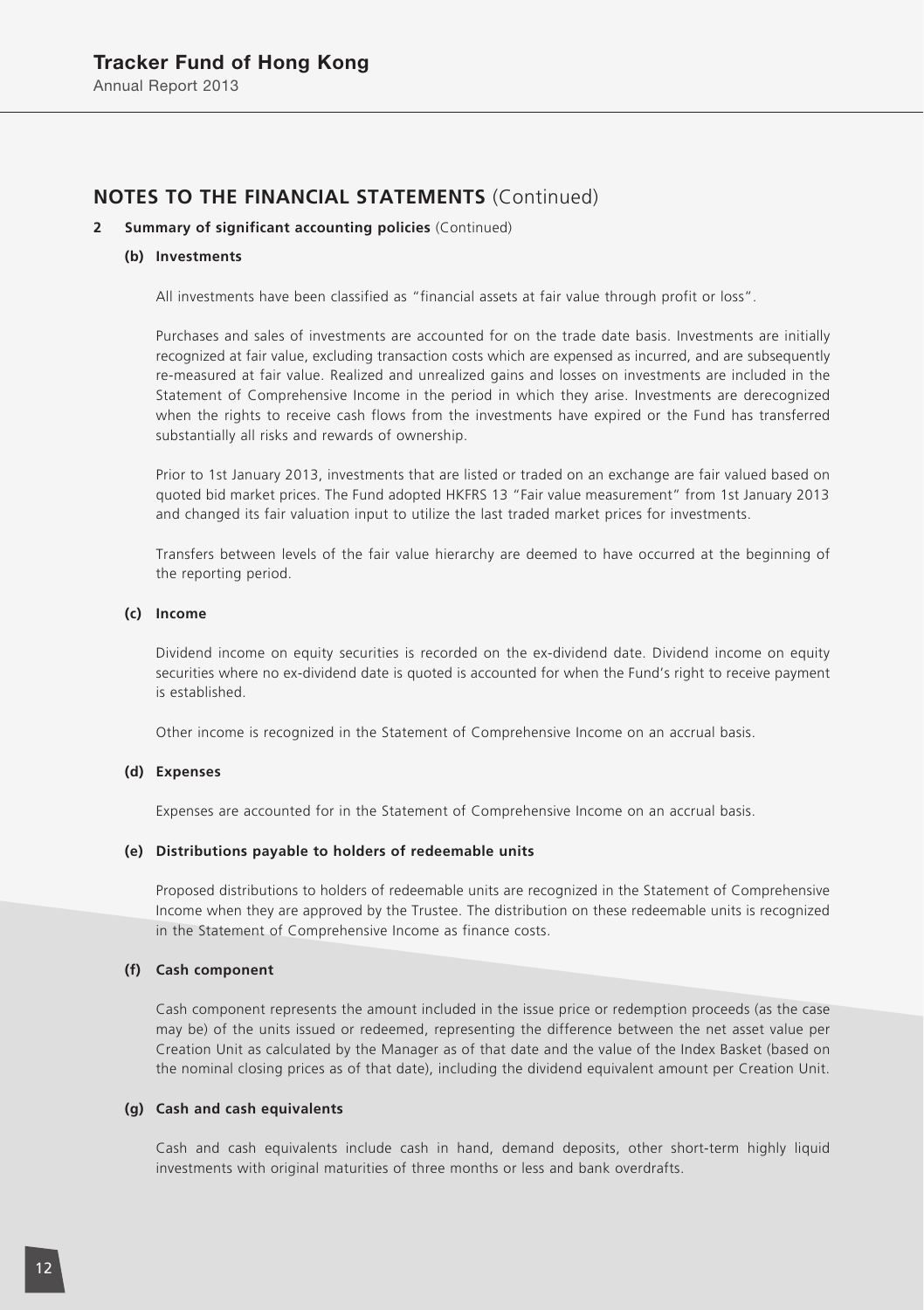## NOTES TO THE FINANCIAL STATEMENTS (Continued)

**2 Summary of significant accounting policies** (Continued)

**(b) Investments**

All investments have been classified as "financial assets at fair value through profit or loss".

Purchases and sales of investments are accounted for on the trade date basis. Investments are initially recognized at fair value, excluding transaction costs which are expensed as incurred, and are subsequently re-measured at fair value. Realized and unrealized gains and losses on investments are included in the Statement of Comprehensive Income in the period in which they arise. Investments are derecognized when the rights to receive cash flows from the investments have expired or the Fund has transferred substantially all risks and rewards of ownership.

Prior to 1st January 2013, investments that are listed or traded on an exchange are fair valued based on quoted bid market prices. The Fund adopted HKFRS 13 "Fair value measurement" from 1st January 2013 and changed its fair valuation input to utilize the last traded market prices for investments.

Transfers between levels of the fair value hierarchy are deemed to have occurred at the beginning of the reporting period.

**(c) Income**

Dividend income on equity securities is recorded on the ex-dividend date. Dividend income on equity securities where no ex-dividend date is quoted is accounted for when the Fund's right to receive payment is established.

Other income is recognized in the Statement of Comprehensive Income on an accrual basis.

**(d) Expenses**

Expenses are accounted for in the Statement of Comprehensive Income on an accrual basis.

**(e) Distributions payable to holders of redeemable units**

Proposed distributions to holders of redeemable units are recognized in the Statement of Comprehensive Income when they are approved by the Trustee. The distribution on these redeemable units is recognized in the Statement of Comprehensive Income as finance costs.

**(f) Cash component**

Cash component represents the amount included in the issue price or redemption proceeds (as the case may be) of the units issued or redeemed, representing the difference between the net asset value per Creation Unit as calculated by the Manager as of that date and the value of the Index Basket (based on the nominal closing prices as of that date), including the dividend equivalent amount per Creation Unit.

**(g) Cash and cash equivalents**

Cash and cash equivalents include cash in hand, demand deposits, other short-term highly liquid investments with original maturities of three months or less and bank overdrafts.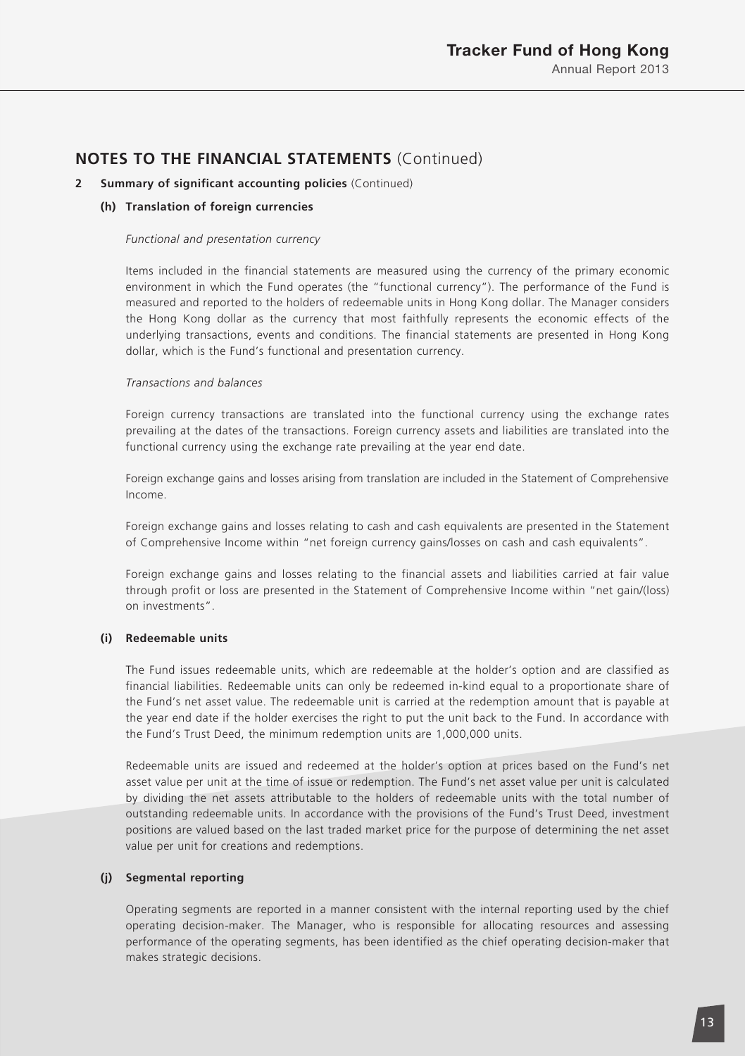## NOTES TO THE FINANCIAL STATEMENTS (Continued)

**2 Summary of significant accounting policies** (Continued)

**(h) Translation of foreign currencies**

*Functional and presentation currency*

Items included in the financial statements are measured using the currency of the primary economic environment in which the Fund operates (the "functional currency"). The performance of the Fund is measured and reported to the holders of redeemable units in Hong Kong dollar. The Manager considers the Hong Kong dollar as the currency that most faithfully represents the economic effects of the underlying transactions, events and conditions. The financial statements are presented in Hong Kong dollar, which is the Fund's functional and presentation currency.

*Transactions and balances*

Foreign currency transactions are translated into the functional currency using the exchange rates prevailing at the dates of the transactions. Foreign currency assets and liabilities are translated into the functional currency using the exchange rate prevailing at the year end date.

Foreign exchange gains and losses arising from translation are included in the Statement of Comprehensive Income.

Foreign exchange gains and losses relating to cash and cash equivalents are presented in the Statement of Comprehensive Income within "net foreign currency gains/losses on cash and cash equivalents".

Foreign exchange gains and losses relating to the financial assets and liabilities carried at fair value through profit or loss are presented in the Statement of Comprehensive Income within "net gain/(loss) on investments".

**(i) Redeemable units**

The Fund issues redeemable units, which are redeemable at the holder's option and are classified as financial liabilities. Redeemable units can only be redeemed in-kind equal to a proportionate share of the Fund's net asset value. The redeemable unit is carried at the redemption amount that is payable at the year end date if the holder exercises the right to put the unit back to the Fund. In accordance with the Fund's Trust Deed, the minimum redemption units are 1,000,000 units.

Redeemable units are issued and redeemed at the holder's option at prices based on the Fund's net asset value per unit at the time of issue or redemption. The Fund's net asset value per unit is calculated by dividing the net assets attributable to the holders of redeemable units with the total number of outstanding redeemable units. In accordance with the provisions of the Fund's Trust Deed, investment positions are valued based on the last traded market price for the purpose of determining the net asset value per unit for creations and redemptions.

**(j) Segmental reporting**

Operating segments are reported in a manner consistent with the internal reporting used by the chief operating decision-maker. The Manager, who is responsible for allocating resources and assessing performance of the operating segments, has been identified as the chief operating decision-maker that makes strategic decisions.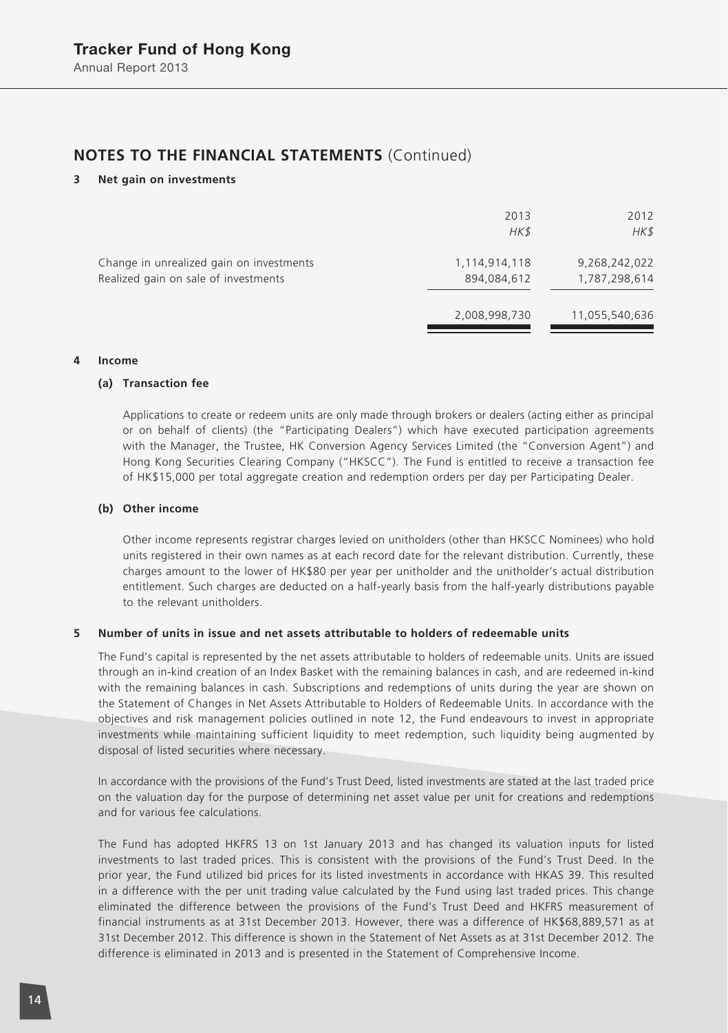## NOTES TO THE FINANCIAL STATEMENTS (Continued)

### 3 Net gain on investments

| | 2013<br>*HK$* | 2012<br>*HK$* |
|---|---|---|
| Change in unrealized gain on investments | 1,114,914,118 | 9,268,242,022 |
| Realized gain on sale of investments | 894,084,612 | 1,787,298,614 |
| | 2,008,998,730 | 11,055,540,636 |

### 4 Income

#### (a) Transaction fee

Applications to create or redeem units are only made through brokers or dealers (acting either as principal or on behalf of clients) (the "Participating Dealers") which have executed participation agreements with the Manager, the Trustee, HK Conversion Agency Services Limited (the "Conversion Agent") and Hong Kong Securities Clearing Company ("HKSCC"). The Fund is entitled to receive a transaction fee of HK$15,000 per total aggregate creation and redemption orders per day per Participating Dealer.

#### (b) Other income

Other income represents registrar charges levied on unitholders (other than HKSCC Nominees) who hold units registered in their own names as at each record date for the relevant distribution. Currently, these charges amount to the lower of HK$80 per year per unitholder and the unitholder's actual distribution entitlement. Such charges are deducted on a half-yearly basis from the half-yearly distributions payable to the relevant unitholders.

### 5 Number of units in issue and net assets attributable to holders of redeemable units

The Fund's capital is represented by the net assets attributable to holders of redeemable units. Units are issued through an in-kind creation of an Index Basket with the remaining balances in cash, and are redeemed in-kind with the remaining balances in cash. Subscriptions and redemptions of units during the year are shown on the Statement of Changes in Net Assets Attributable to Holders of Redeemable Units. In accordance with the objectives and risk management policies outlined in note 12, the Fund endeavours to invest in appropriate investments while maintaining sufficient liquidity to meet redemption, such liquidity being augmented by disposal of listed securities where necessary.

In accordance with the provisions of the Fund's Trust Deed, listed investments are stated at the last traded price on the valuation day for the purpose of determining net asset value per unit for creations and redemptions and for various fee calculations.

The Fund has adopted HKFRS 13 on 1st January 2013 and has changed its valuation inputs for listed investments to last traded prices. This is consistent with the provisions of the Fund's Trust Deed. In the prior year, the Fund utilized bid prices for its listed investments in accordance with HKAS 39. This resulted in a difference with the per unit trading value calculated by the Fund using last traded prices. This change eliminated the difference between the provisions of the Fund's Trust Deed and HKFRS measurement of financial instruments as at 31st December 2013. However, there was a difference of HK$68,889,571 as at 31st December 2012. This difference is shown in the Statement of Net Assets as at 31st December 2012. The difference is eliminated in 2013 and is presented in the Statement of Comprehensive Income.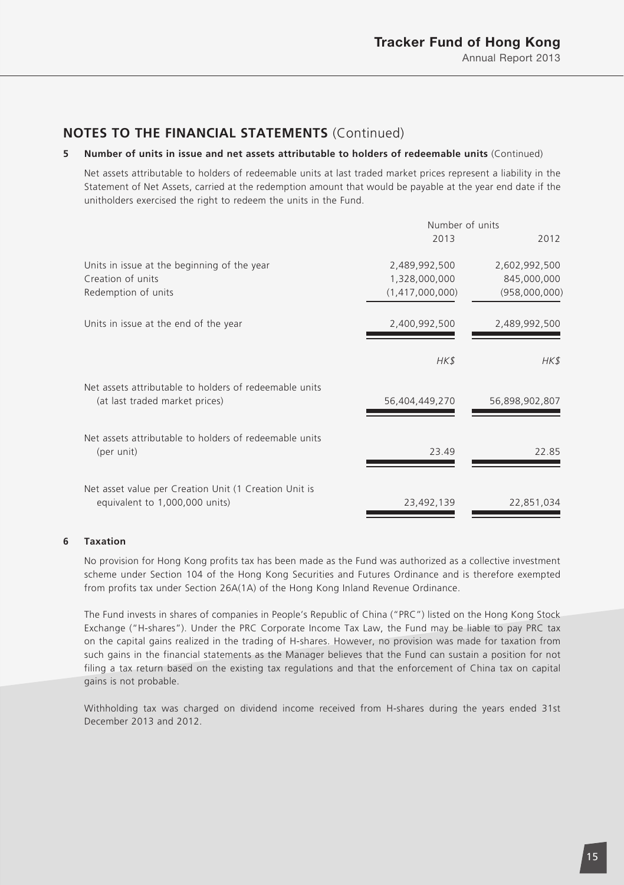## NOTES TO THE FINANCIAL STATEMENTS (Continued)

**5 Number of units in issue and net assets attributable to holders of redeemable units** (Continued)

Net assets attributable to holders of redeemable units at last traded market prices represent a liability in the Statement of Net Assets, carried at the redemption amount that would be payable at the year end date if the unitholders exercised the right to redeem the units in the Fund.

| | Number of units | |
|---|---|---|
| | 2013 | 2012 |
| Units in issue at the beginning of the year | 2,489,992,500 | 2,602,992,500 |
| Creation of units | 1,328,000,000 | 845,000,000 |
| Redemption of units | (1,417,000,000) | (958,000,000) |
| Units in issue at the end of the year | 2,400,992,500 | 2,489,992,500 |
| | *HK$* | *HK$* |
| Net assets attributable to holders of redeemable units (at last traded market prices) | 56,404,449,270 | 56,898,902,807 |
| Net assets attributable to holders of redeemable units (per unit) | 23.49 | 22.85 |
| Net asset value per Creation Unit (1 Creation Unit is equivalent to 1,000,000 units) | 23,492,139 | 22,851,034 |

**6 Taxation**

No provision for Hong Kong profits tax has been made as the Fund was authorized as a collective investment scheme under Section 104 of the Hong Kong Securities and Futures Ordinance and is therefore exempted from profits tax under Section 26A(1A) of the Hong Kong Inland Revenue Ordinance.

The Fund invests in shares of companies in People's Republic of China ("PRC") listed on the Hong Kong Stock Exchange ("H-shares"). Under the PRC Corporate Income Tax Law, the Fund may be liable to pay PRC tax on the capital gains realized in the trading of H-shares. However, no provision was made for taxation from such gains in the financial statements as the Manager believes that the Fund can sustain a position for not filing a tax return based on the existing tax regulations and that the enforcement of China tax on capital gains is not probable.

Withholding tax was charged on dividend income received from H-shares during the years ended 31st December 2013 and 2012.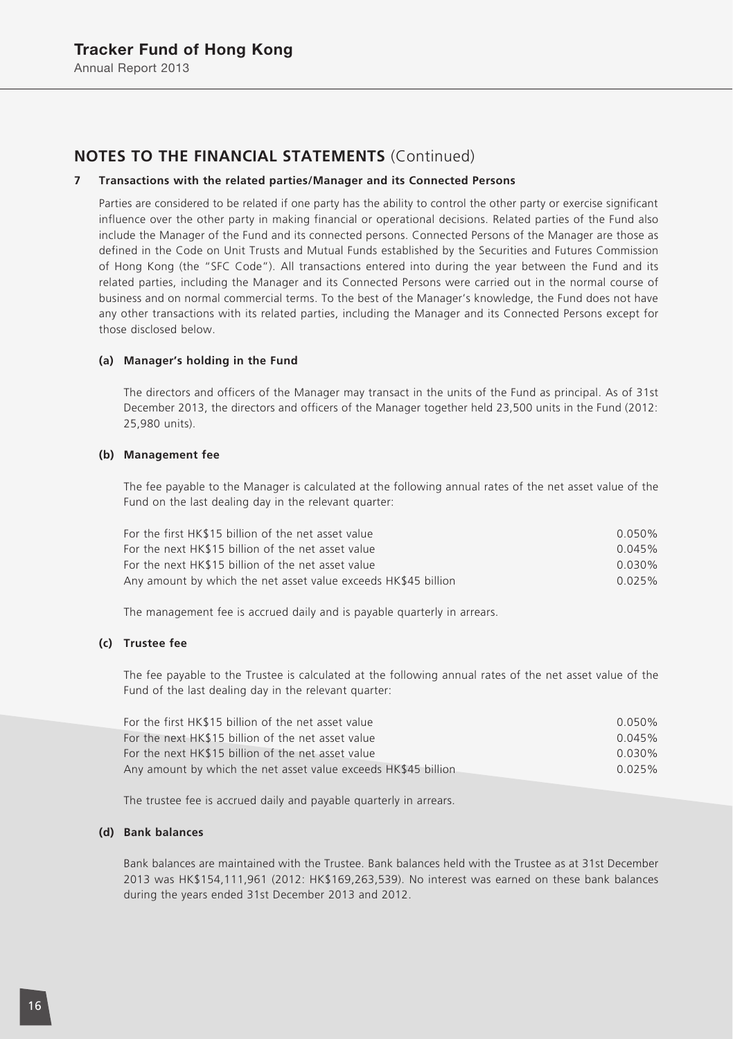## NOTES TO THE FINANCIAL STATEMENTS (Continued)

### 7 Transactions with the related parties/Manager and its Connected Persons

Parties are considered to be related if one party has the ability to control the other party or exercise significant influence over the other party in making financial or operational decisions. Related parties of the Fund also include the Manager of the Fund and its connected persons. Connected Persons of the Manager are those as defined in the Code on Unit Trusts and Mutual Funds established by the Securities and Futures Commission of Hong Kong (the "SFC Code"). All transactions entered into during the year between the Fund and its related parties, including the Manager and its Connected Persons were carried out in the normal course of business and on normal commercial terms. To the best of the Manager's knowledge, the Fund does not have any other transactions with its related parties, including the Manager and its Connected Persons except for those disclosed below.

#### (a) Manager's holding in the Fund

The directors and officers of the Manager may transact in the units of the Fund as principal. As of 31st December 2013, the directors and officers of the Manager together held 23,500 units in the Fund (2012: 25,980 units).

#### (b) Management fee

The fee payable to the Manager is calculated at the following annual rates of the net asset value of the Fund on the last dealing day in the relevant quarter:

| | |
|---|---|
| For the first HK$15 billion of the net asset value | 0.050% |
| For the next HK$15 billion of the net asset value | 0.045% |
| For the next HK$15 billion of the net asset value | 0.030% |
| Any amount by which the net asset value exceeds HK$45 billion | 0.025% |

The management fee is accrued daily and is payable quarterly in arrears.

#### (c) Trustee fee

The fee payable to the Trustee is calculated at the following annual rates of the net asset value of the Fund of the last dealing day in the relevant quarter:

| | |
|---|---|
| For the first HK$15 billion of the net asset value | 0.050% |
| For the next HK$15 billion of the net asset value | 0.045% |
| For the next HK$15 billion of the net asset value | 0.030% |
| Any amount by which the net asset value exceeds HK$45 billion | 0.025% |

The trustee fee is accrued daily and payable quarterly in arrears.

#### (d) Bank balances

Bank balances are maintained with the Trustee. Bank balances held with the Trustee as at 31st December 2013 was HK$154,111,961 (2012: HK$169,263,539). No interest was earned on these bank balances during the years ended 31st December 2013 and 2012.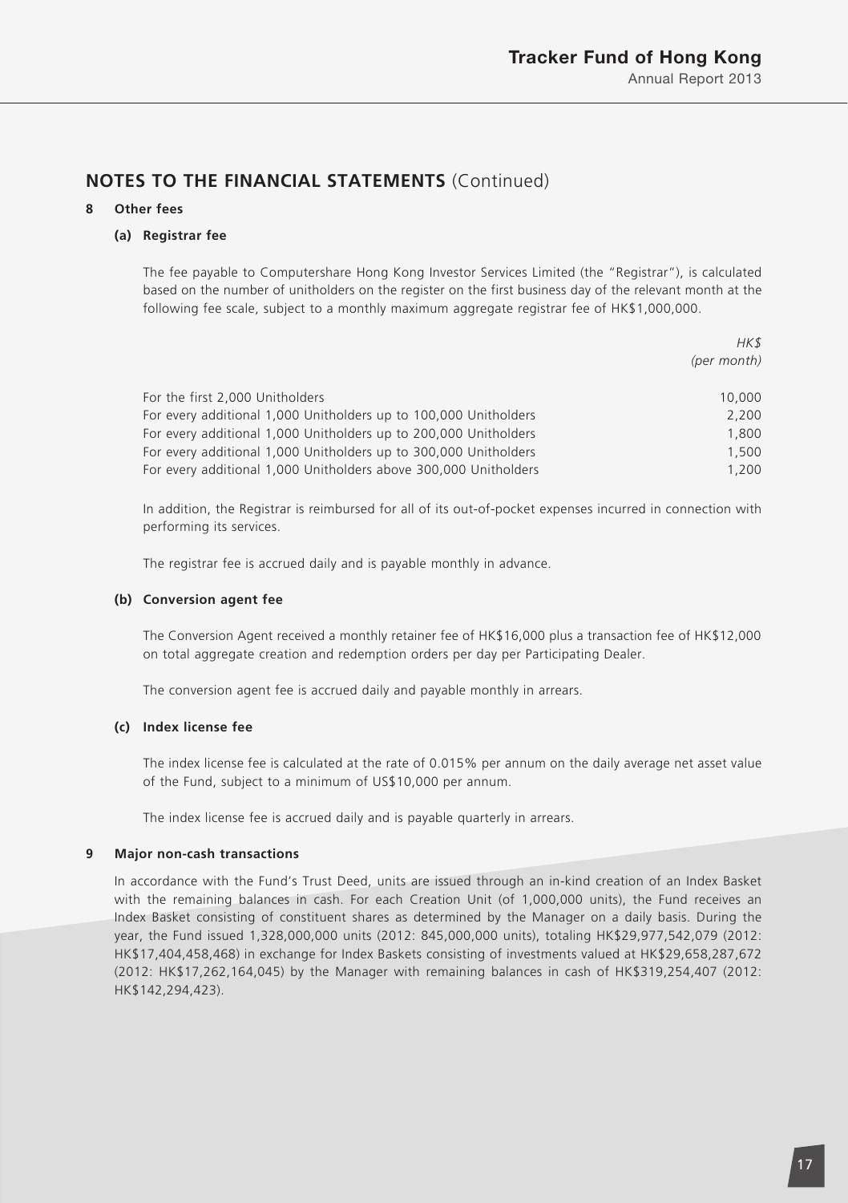## NOTES TO THE FINANCIAL STATEMENTS (Continued)

### 8 Other fees

#### (a) Registrar fee

The fee payable to Computershare Hong Kong Investor Services Limited (the "Registrar"), is calculated based on the number of unitholders on the register on the first business day of the relevant month at the following fee scale, subject to a monthly maximum aggregate registrar fee of HK$1,000,000.

| | *HK$* *(per month)* |
|---|---|
| For the first 2,000 Unitholders | 10,000 |
| For every additional 1,000 Unitholders up to 100,000 Unitholders | 2,200 |
| For every additional 1,000 Unitholders up to 200,000 Unitholders | 1,800 |
| For every additional 1,000 Unitholders up to 300,000 Unitholders | 1,500 |
| For every additional 1,000 Unitholders above 300,000 Unitholders | 1,200 |

In addition, the Registrar is reimbursed for all of its out-of-pocket expenses incurred in connection with performing its services.

The registrar fee is accrued daily and is payable monthly in advance.

#### (b) Conversion agent fee

The Conversion Agent received a monthly retainer fee of HK$16,000 plus a transaction fee of HK$12,000 on total aggregate creation and redemption orders per day per Participating Dealer.

The conversion agent fee is accrued daily and payable monthly in arrears.

#### (c) Index license fee

The index license fee is calculated at the rate of 0.015% per annum on the daily average net asset value of the Fund, subject to a minimum of US$10,000 per annum.

The index license fee is accrued daily and is payable quarterly in arrears.

### 9 Major non-cash transactions

In accordance with the Fund's Trust Deed, units are issued through an in-kind creation of an Index Basket with the remaining balances in cash. For each Creation Unit (of 1,000,000 units), the Fund receives an Index Basket consisting of constituent shares as determined by the Manager on a daily basis. During the year, the Fund issued 1,328,000,000 units (2012: 845,000,000 units), totaling HK$29,977,542,079 (2012: HK$17,404,458,468) in exchange for Index Baskets consisting of investments valued at HK$29,658,287,672 (2012: HK$17,262,164,045) by the Manager with remaining balances in cash of HK$319,254,407 (2012: HK$142,294,423).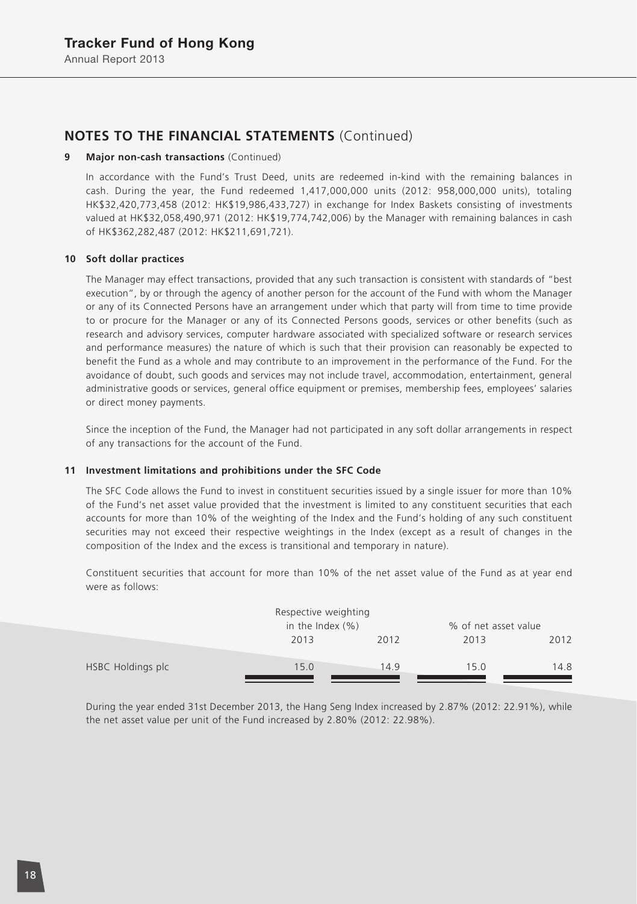## NOTES TO THE FINANCIAL STATEMENTS (Continued)

**9 Major non-cash transactions** (Continued)

In accordance with the Fund's Trust Deed, units are redeemed in-kind with the remaining balances in cash. During the year, the Fund redeemed 1,417,000,000 units (2012: 958,000,000 units), totaling HK$32,420,773,458 (2012: HK$19,986,433,727) in exchange for Index Baskets consisting of investments valued at HK$32,058,490,971 (2012: HK$19,774,742,006) by the Manager with remaining balances in cash of HK$362,282,487 (2012: HK$211,691,721).

**10 Soft dollar practices**

The Manager may effect transactions, provided that any such transaction is consistent with standards of "best execution", by or through the agency of another person for the account of the Fund with whom the Manager or any of its Connected Persons have an arrangement under which that party will from time to time provide to or procure for the Manager or any of its Connected Persons goods, services or other benefits (such as research and advisory services, computer hardware associated with specialized software or research services and performance measures) the nature of which is such that their provision can reasonably be expected to benefit the Fund as a whole and may contribute to an improvement in the performance of the Fund. For the avoidance of doubt, such goods and services may not include travel, accommodation, entertainment, general administrative goods or services, general office equipment or premises, membership fees, employees' salaries or direct money payments.

Since the inception of the Fund, the Manager had not participated in any soft dollar arrangements in respect of any transactions for the account of the Fund.

**11 Investment limitations and prohibitions under the SFC Code**

The SFC Code allows the Fund to invest in constituent securities issued by a single issuer for more than 10% of the Fund's net asset value provided that the investment is limited to any constituent securities that each accounts for more than 10% of the weighting of the Index and the Fund's holding of any such constituent securities may not exceed their respective weightings in the Index (except as a result of changes in the composition of the Index and the excess is transitional and temporary in nature).

Constituent securities that account for more than 10% of the net asset value of the Fund as at year end were as follows:

| | Respective weighting in the Index (%) | | % of net asset value | |
|---|---|---|---|---|
| | 2013 | 2012 | 2013 | 2012 |
| HSBC Holdings plc | 15.0 | 14.9 | 15.0 | 14.8 |

During the year ended 31st December 2013, the Hang Seng Index increased by 2.87% (2012: 22.91%), while the net asset value per unit of the Fund increased by 2.80% (2012: 22.98%).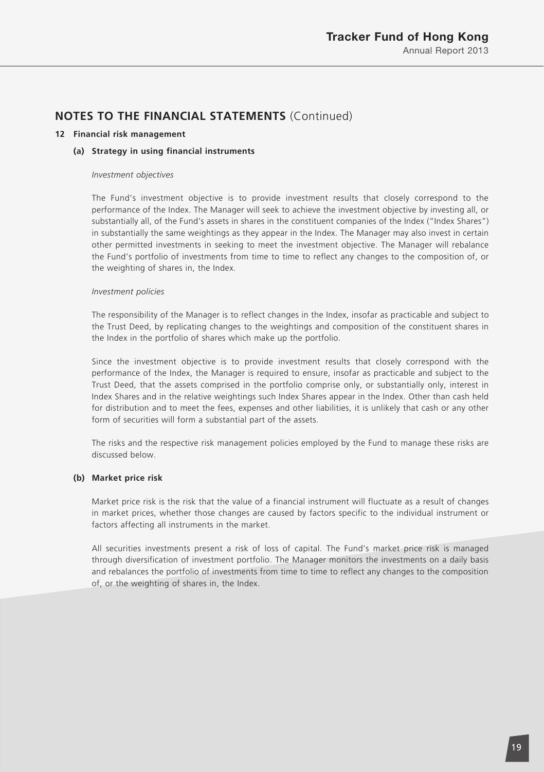## NOTES TO THE FINANCIAL STATEMENTS (Continued)

### 12 Financial risk management

#### (a) Strategy in using financial instruments

*Investment objectives*

The Fund's investment objective is to provide investment results that closely correspond to the performance of the Index. The Manager will seek to achieve the investment objective by investing all, or substantially all, of the Fund's assets in shares in the constituent companies of the Index ("Index Shares") in substantially the same weightings as they appear in the Index. The Manager may also invest in certain other permitted investments in seeking to meet the investment objective. The Manager will rebalance the Fund's portfolio of investments from time to time to reflect any changes to the composition of, or the weighting of shares in, the Index.

*Investment policies*

The responsibility of the Manager is to reflect changes in the Index, insofar as practicable and subject to the Trust Deed, by replicating changes to the weightings and composition of the constituent shares in the Index in the portfolio of shares which make up the portfolio.

Since the investment objective is to provide investment results that closely correspond with the performance of the Index, the Manager is required to ensure, insofar as practicable and subject to the Trust Deed, that the assets comprised in the portfolio comprise only, or substantially only, interest in Index Shares and in the relative weightings such Index Shares appear in the Index. Other than cash held for distribution and to meet the fees, expenses and other liabilities, it is unlikely that cash or any other form of securities will form a substantial part of the assets.

The risks and the respective risk management policies employed by the Fund to manage these risks are discussed below.

#### (b) Market price risk

Market price risk is the risk that the value of a financial instrument will fluctuate as a result of changes in market prices, whether those changes are caused by factors specific to the individual instrument or factors affecting all instruments in the market.

All securities investments present a risk of loss of capital. The Fund's market price risk is managed through diversification of investment portfolio. The Manager monitors the investments on a daily basis and rebalances the portfolio of investments from time to time to reflect any changes to the composition of, or the weighting of shares in, the Index.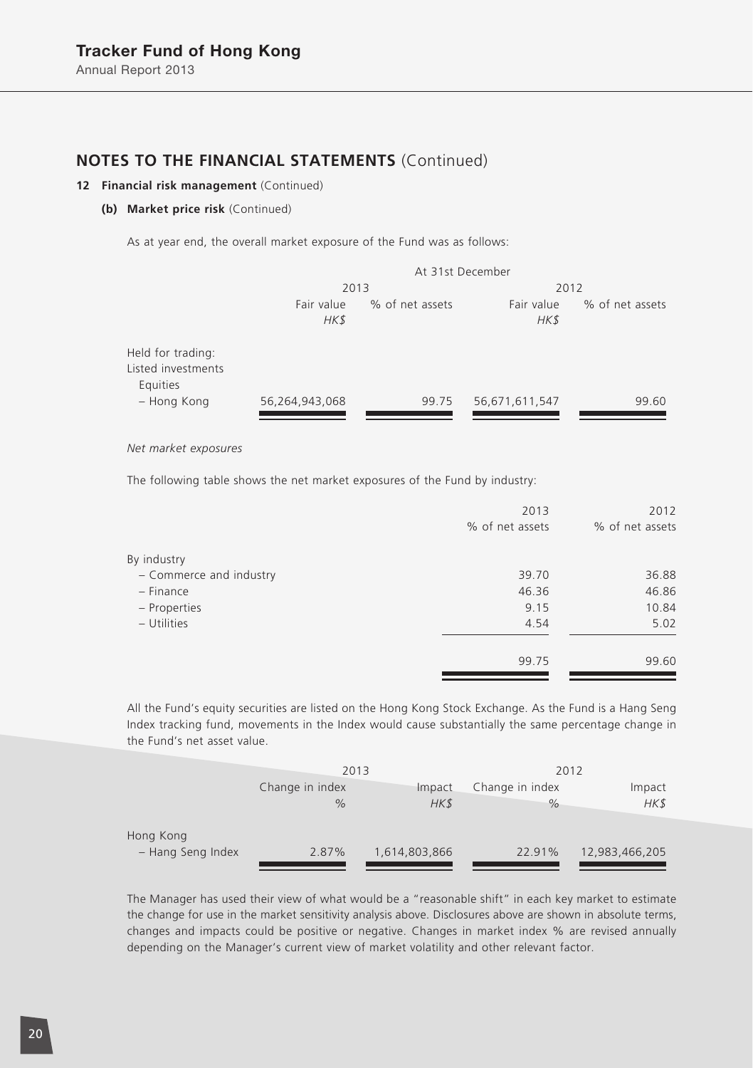## NOTES TO THE FINANCIAL STATEMENTS (Continued)

**12 Financial risk management** (Continued)

**(b) Market price risk** (Continued)

As at year end, the overall market exposure of the Fund was as follows:

| | At 31st December | | | |
|---|---|---|---|---|
| | 2013 | | 2012 | |
| | Fair value *HK$* | % of net assets | Fair value *HK$* | % of net assets |
| Held for trading: | | | | |
| Listed investments | | | | |
| Equities | | | | |
| – Hong Kong | 56,264,943,068 | 99.75 | 56,671,611,547 | 99.60 |

*Net market exposures*

The following table shows the net market exposures of the Fund by industry:

| | 2013 % of net assets | 2012 % of net assets |
|---|---|---|
| By industry | | |
| – Commerce and industry | 39.70 | 36.88 |
| – Finance | 46.36 | 46.86 |
| – Properties | 9.15 | 10.84 |
| – Utilities | 4.54 | 5.02 |
| | 99.75 | 99.60 |

All the Fund's equity securities are listed on the Hong Kong Stock Exchange. As the Fund is a Hang Seng Index tracking fund, movements in the Index would cause substantially the same percentage change in the Fund's net asset value.

| | 2013 | | 2012 | |
|---|---|---|---|---|
| | Change in index % | Impact *HK$* | Change in index % | Impact *HK$* |
| Hong Kong | | | | |
| – Hang Seng Index | 2.87% | 1,614,803,866 | 22.91% | 12,983,466,205 |

The Manager has used their view of what would be a "reasonable shift" in each key market to estimate the change for use in the market sensitivity analysis above. Disclosures above are shown in absolute terms, changes and impacts could be positive or negative. Changes in market index % are revised annually depending on the Manager's current view of market volatility and other relevant factor.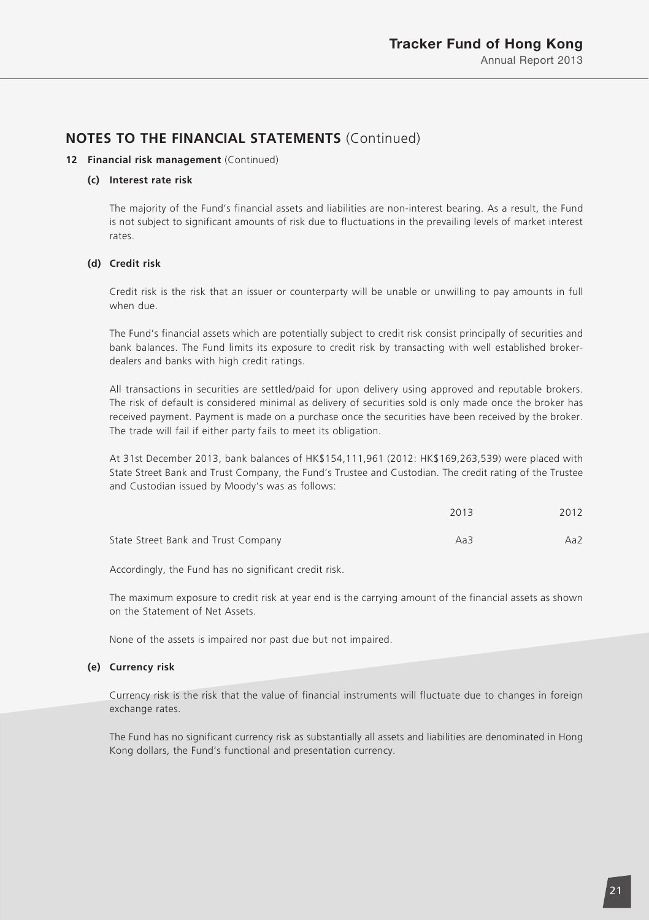## NOTES TO THE FINANCIAL STATEMENTS (Continued)

**12 Financial risk management** (Continued)

**(c) Interest rate risk**

The majority of the Fund's financial assets and liabilities are non-interest bearing. As a result, the Fund is not subject to significant amounts of risk due to fluctuations in the prevailing levels of market interest rates.

**(d) Credit risk**

Credit risk is the risk that an issuer or counterparty will be unable or unwilling to pay amounts in full when due.

The Fund's financial assets which are potentially subject to credit risk consist principally of securities and bank balances. The Fund limits its exposure to credit risk by transacting with well established broker-dealers and banks with high credit ratings.

All transactions in securities are settled/paid for upon delivery using approved and reputable brokers. The risk of default is considered minimal as delivery of securities sold is only made once the broker has received payment. Payment is made on a purchase once the securities have been received by the broker. The trade will fail if either party fails to meet its obligation.

At 31st December 2013, bank balances of HK$154,111,961 (2012: HK$169,263,539) were placed with State Street Bank and Trust Company, the Fund's Trustee and Custodian. The credit rating of the Trustee and Custodian issued by Moody's was as follows:

| | 2013 | 2012 |
|---|---|---|
| State Street Bank and Trust Company | Aa3 | Aa2 |

Accordingly, the Fund has no significant credit risk.

The maximum exposure to credit risk at year end is the carrying amount of the financial assets as shown on the Statement of Net Assets.

None of the assets is impaired nor past due but not impaired.

**(e) Currency risk**

Currency risk is the risk that the value of financial instruments will fluctuate due to changes in foreign exchange rates.

The Fund has no significant currency risk as substantially all assets and liabilities are denominated in Hong Kong dollars, the Fund's functional and presentation currency.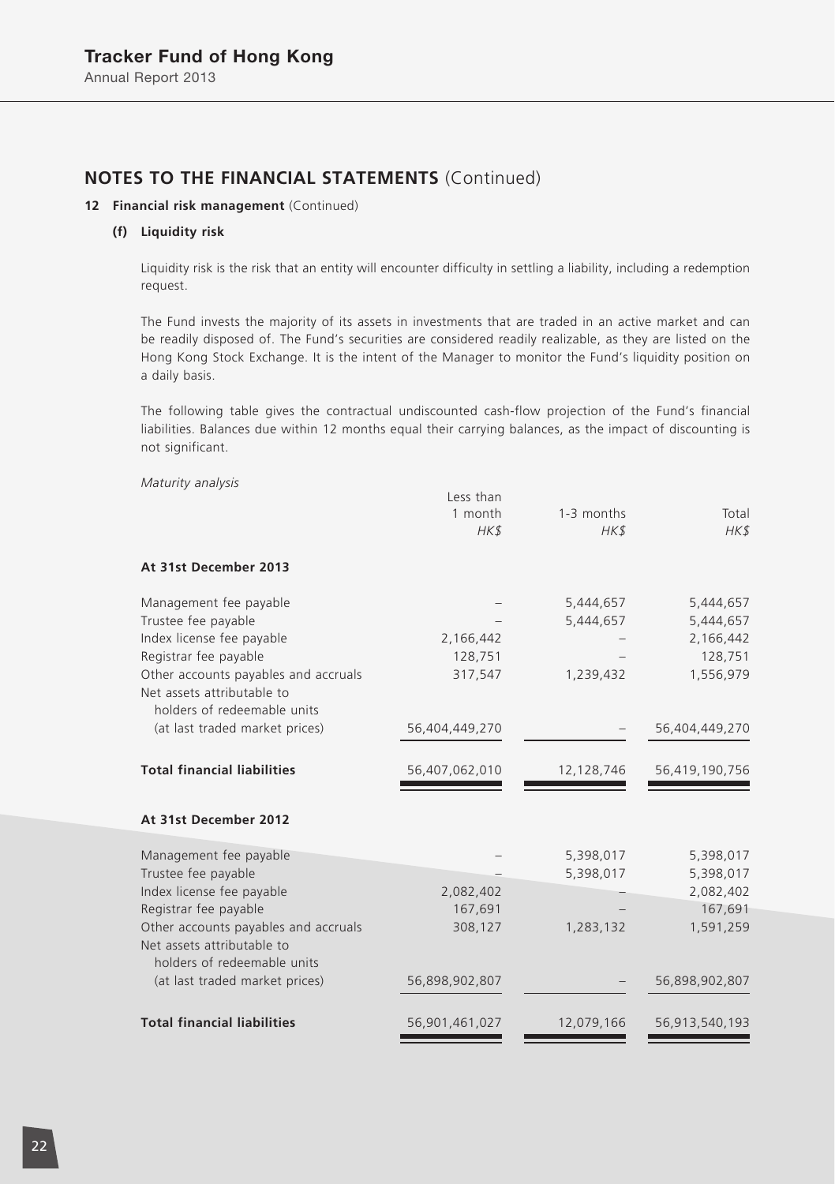# NOTES TO THE FINANCIAL STATEMENTS (Continued)

## 12 Financial risk management (Continued)

### (f) Liquidity risk

Liquidity risk is the risk that an entity will encounter difficulty in settling a liability, including a redemption request.

The Fund invests the majority of its assets in investments that are traded in an active market and can be readily disposed of. The Fund's securities are considered readily realizable, as they are listed on the Hong Kong Stock Exchange. It is the intent of the Manager to monitor the Fund's liquidity position on a daily basis.

The following table gives the contractual undiscounted cash-flow projection of the Fund's financial liabilities. Balances due within 12 months equal their carrying balances, as the impact of discounting is not significant.

*Maturity analysis*

| | Less than 1 month *HK$* | 1-3 months *HK$* | Total *HK$* |
|---|---|---|---|
| **At 31st December 2013** | | | |
| Management fee payable | – | 5,444,657 | 5,444,657 |
| Trustee fee payable | – | 5,444,657 | 5,444,657 |
| Index license fee payable | 2,166,442 | – | 2,166,442 |
| Registrar fee payable | 128,751 | – | 128,751 |
| Other accounts payables and accruals | 317,547 | 1,239,432 | 1,556,979 |
| Net assets attributable to holders of redeemable units (at last traded market prices) | 56,404,449,270 | – | 56,404,449,270 |
| **Total financial liabilities** | 56,407,062,010 | 12,128,746 | 56,419,190,756 |
| **At 31st December 2012** | | | |
| Management fee payable | – | 5,398,017 | 5,398,017 |
| Trustee fee payable | – | 5,398,017 | 5,398,017 |
| Index license fee payable | 2,082,402 | – | 2,082,402 |
| Registrar fee payable | 167,691 | – | 167,691 |
| Other accounts payables and accruals | 308,127 | 1,283,132 | 1,591,259 |
| Net assets attributable to holders of redeemable units (at last traded market prices) | 56,898,902,807 | – | 56,898,902,807 |
| **Total financial liabilities** | 56,901,461,027 | 12,079,166 | 56,913,540,193 |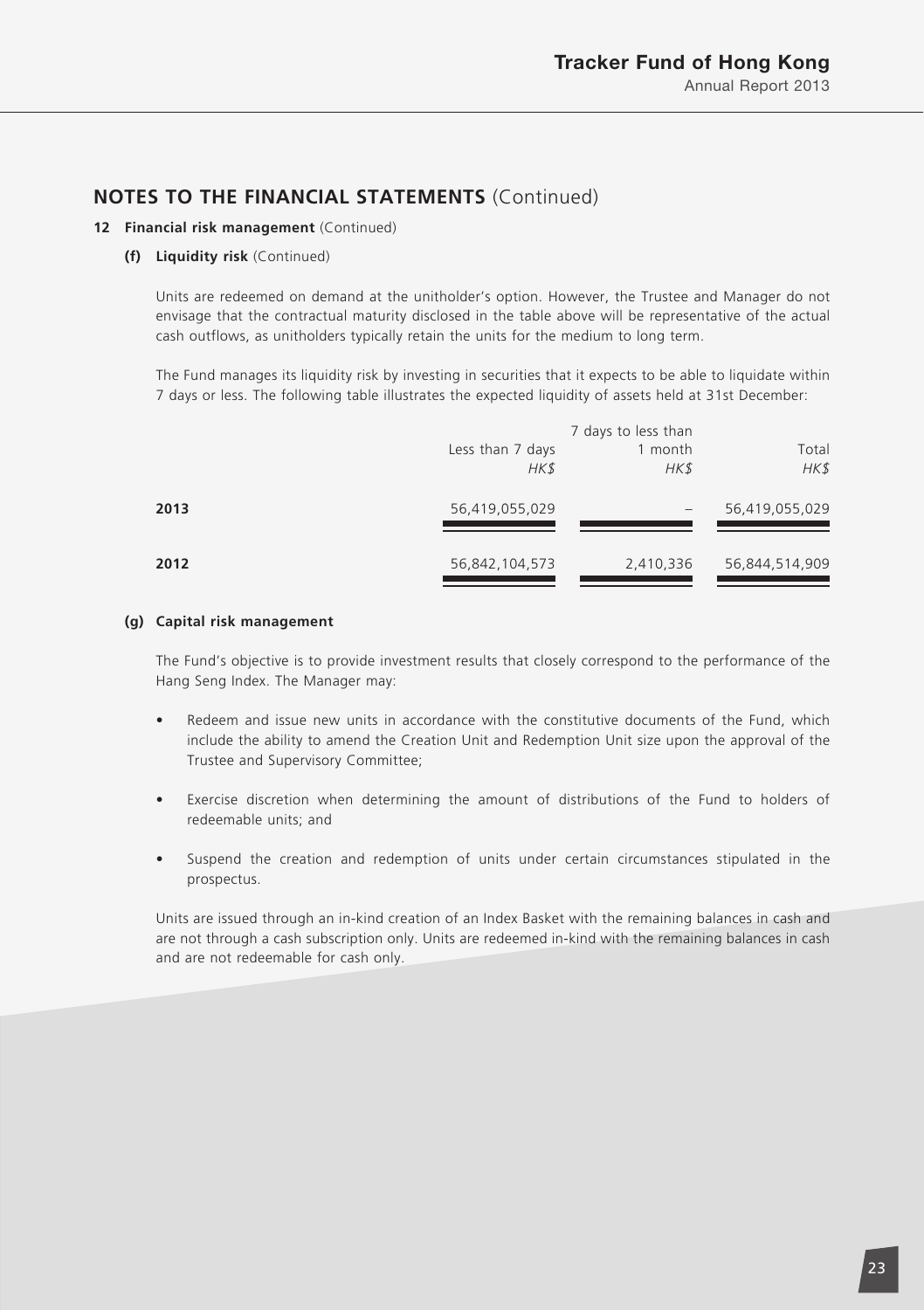## NOTES TO THE FINANCIAL STATEMENTS (Continued)

### 12 Financial risk management (Continued)

#### (f) Liquidity risk (Continued)

Units are redeemed on demand at the unitholder's option. However, the Trustee and Manager do not envisage that the contractual maturity disclosed in the table above will be representative of the actual cash outflows, as unitholders typically retain the units for the medium to long term.

The Fund manages its liquidity risk by investing in securities that it expects to be able to liquidate within 7 days or less. The following table illustrates the expected liquidity of assets held at 31st December:

| | Less than 7 days *HK$* | 7 days to less than 1 month *HK$* | Total *HK$* |
|---|---|---|---|
| **2013** | 56,419,055,029 | – | 56,419,055,029 |
| **2012** | 56,842,104,573 | 2,410,336 | 56,844,514,909 |

#### (g) Capital risk management

The Fund's objective is to provide investment results that closely correspond to the performance of the Hang Seng Index. The Manager may:

- Redeem and issue new units in accordance with the constitutive documents of the Fund, which include the ability to amend the Creation Unit and Redemption Unit size upon the approval of the Trustee and Supervisory Committee;
- Exercise discretion when determining the amount of distributions of the Fund to holders of redeemable units; and
- Suspend the creation and redemption of units under certain circumstances stipulated in the prospectus.

Units are issued through an in-kind creation of an Index Basket with the remaining balances in cash and are not through a cash subscription only. Units are redeemed in-kind with the remaining balances in cash and are not redeemable for cash only.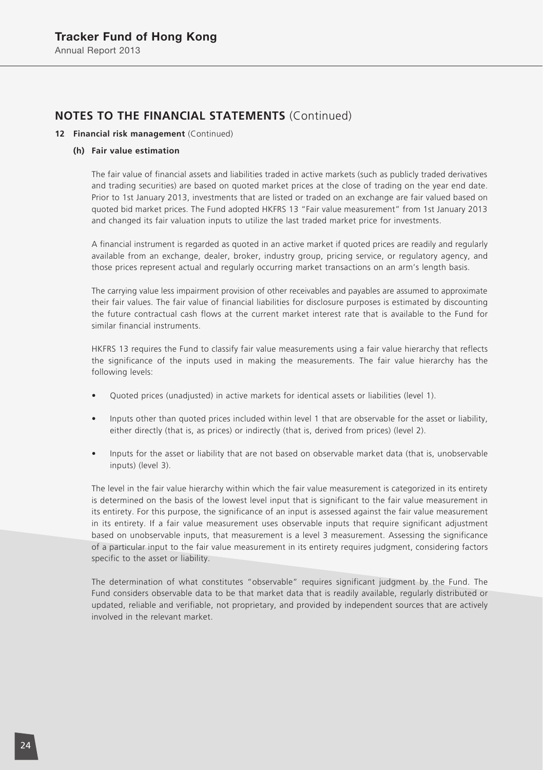## NOTES TO THE FINANCIAL STATEMENTS (Continued)

### 12 Financial risk management (Continued)

#### (h) Fair value estimation

The fair value of financial assets and liabilities traded in active markets (such as publicly traded derivatives and trading securities) are based on quoted market prices at the close of trading on the year end date. Prior to 1st January 2013, investments that are listed or traded on an exchange are fair valued based on quoted bid market prices. The Fund adopted HKFRS 13 "Fair value measurement" from 1st January 2013 and changed its fair valuation inputs to utilize the last traded market price for investments.

A financial instrument is regarded as quoted in an active market if quoted prices are readily and regularly available from an exchange, dealer, broker, industry group, pricing service, or regulatory agency, and those prices represent actual and regularly occurring market transactions on an arm's length basis.

The carrying value less impairment provision of other receivables and payables are assumed to approximate their fair values. The fair value of financial liabilities for disclosure purposes is estimated by discounting the future contractual cash flows at the current market interest rate that is available to the Fund for similar financial instruments.

HKFRS 13 requires the Fund to classify fair value measurements using a fair value hierarchy that reflects the significance of the inputs used in making the measurements. The fair value hierarchy has the following levels:

- Quoted prices (unadjusted) in active markets for identical assets or liabilities (level 1).
- Inputs other than quoted prices included within level 1 that are observable for the asset or liability, either directly (that is, as prices) or indirectly (that is, derived from prices) (level 2).
- Inputs for the asset or liability that are not based on observable market data (that is, unobservable inputs) (level 3).

The level in the fair value hierarchy within which the fair value measurement is categorized in its entirety is determined on the basis of the lowest level input that is significant to the fair value measurement in its entirety. For this purpose, the significance of an input is assessed against the fair value measurement in its entirety. If a fair value measurement uses observable inputs that require significant adjustment based on unobservable inputs, that measurement is a level 3 measurement. Assessing the significance of a particular input to the fair value measurement in its entirety requires judgment, considering factors specific to the asset or liability.

The determination of what constitutes "observable" requires significant judgment by the Fund. The Fund considers observable data to be that market data that is readily available, regularly distributed or updated, reliable and verifiable, not proprietary, and provided by independent sources that are actively involved in the relevant market.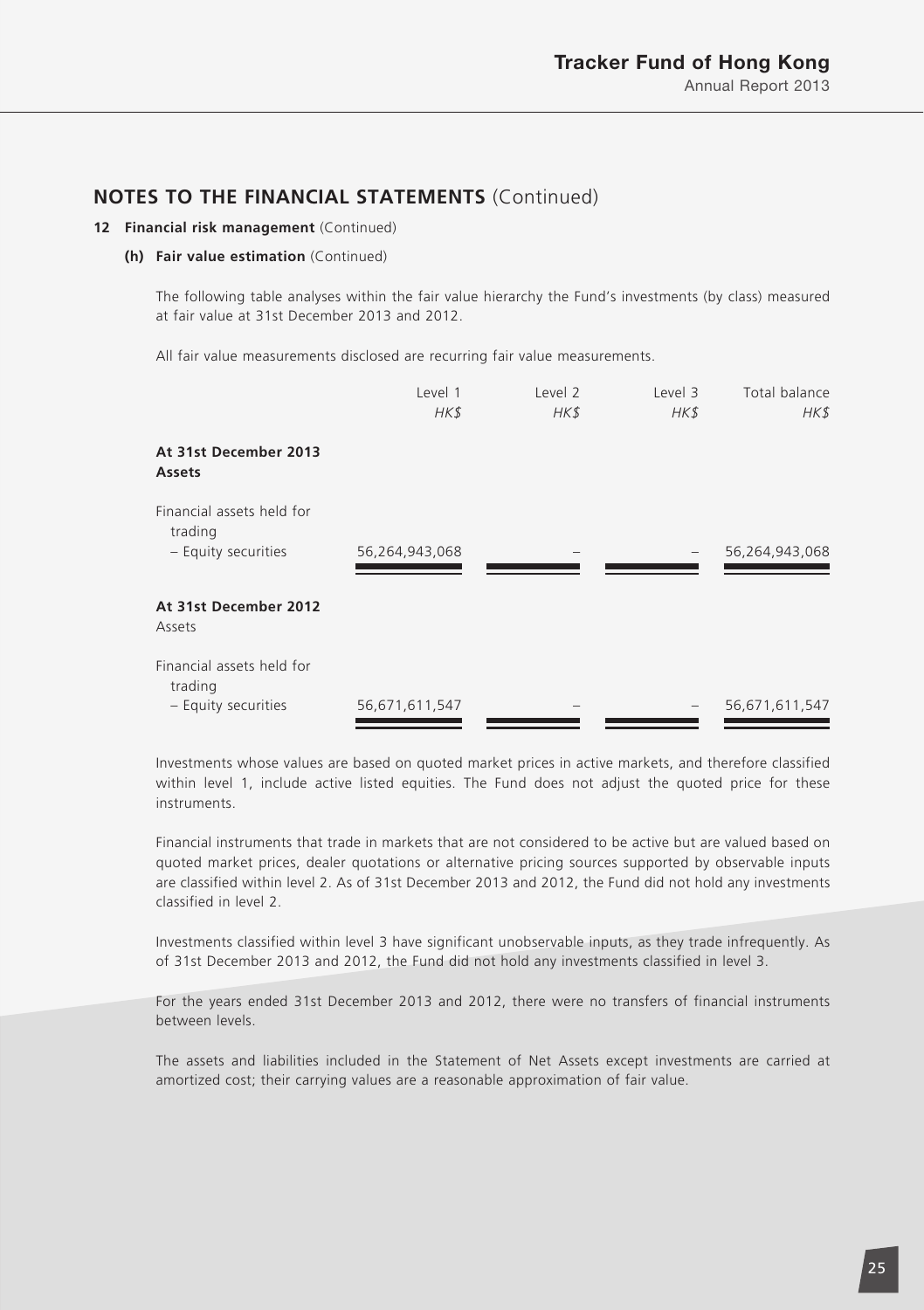## NOTES TO THE FINANCIAL STATEMENTS (Continued)

### 12 Financial risk management (Continued)

#### (h) Fair value estimation (Continued)

The following table analyses within the fair value hierarchy the Fund's investments (by class) measured at fair value at 31st December 2013 and 2012.

All fair value measurements disclosed are recurring fair value measurements.

| | Level 1 | Level 2 | Level 3 | Total balance |
|---|---|---|---|---|
| | *HK$* | *HK$* | *HK$* | *HK$* |
| **At 31st December 2013** | | | | |
| **Assets** | | | | |
| Financial assets held for trading | | | | |
| – Equity securities | 56,264,943,068 | – | – | 56,264,943,068 |
| **At 31st December 2012** | | | | |
| Assets | | | | |
| Financial assets held for trading | | | | |
| – Equity securities | 56,671,611,547 | – | – | 56,671,611,547 |

Investments whose values are based on quoted market prices in active markets, and therefore classified within level 1, include active listed equities. The Fund does not adjust the quoted price for these instruments.

Financial instruments that trade in markets that are not considered to be active but are valued based on quoted market prices, dealer quotations or alternative pricing sources supported by observable inputs are classified within level 2. As of 31st December 2013 and 2012, the Fund did not hold any investments classified in level 2.

Investments classified within level 3 have significant unobservable inputs, as they trade infrequently. As of 31st December 2013 and 2012, the Fund did not hold any investments classified in level 3.

For the years ended 31st December 2013 and 2012, there were no transfers of financial instruments between levels.

The assets and liabilities included in the Statement of Net Assets except investments are carried at amortized cost; their carrying values are a reasonable approximation of fair value.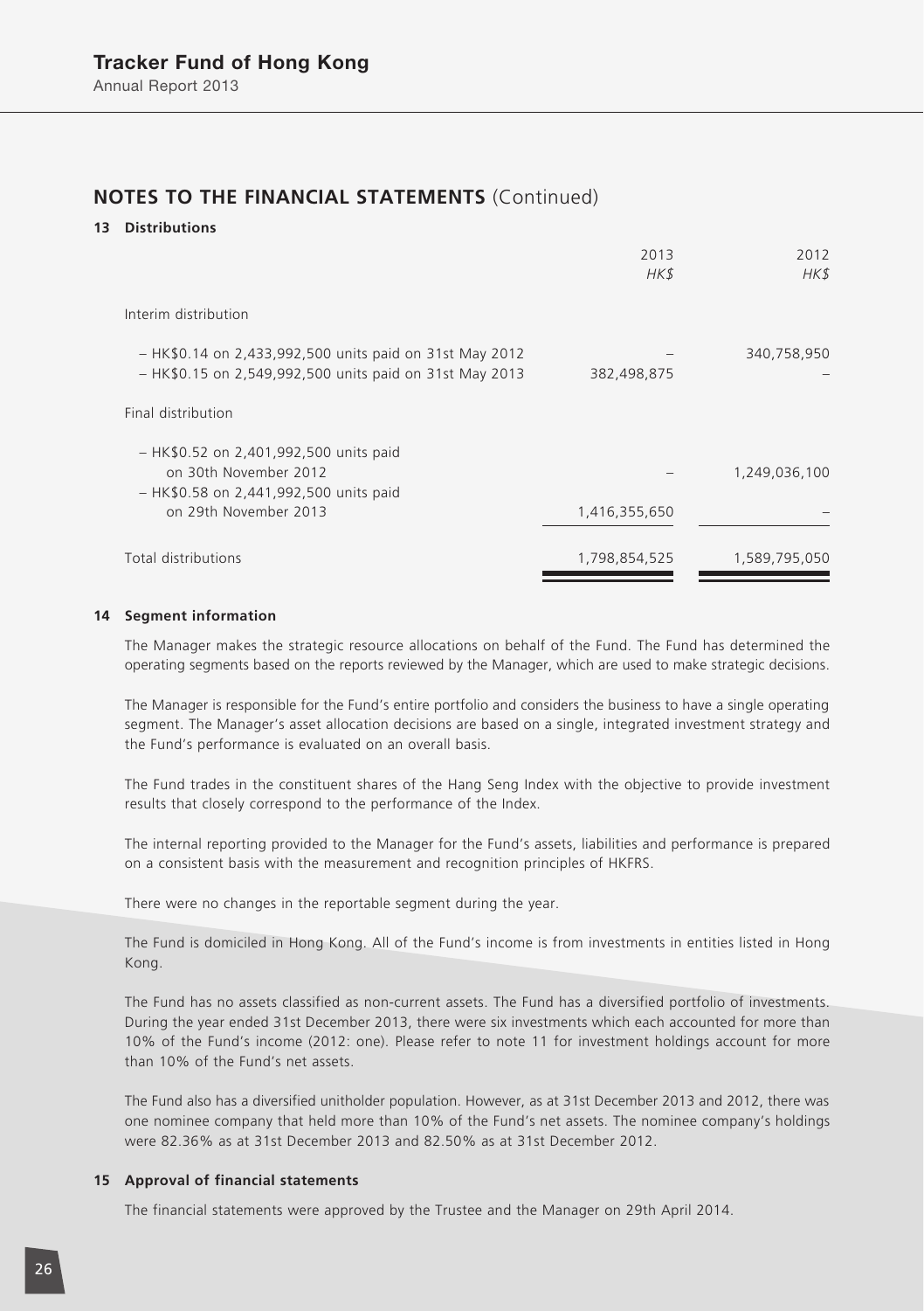## NOTES TO THE FINANCIAL STATEMENTS (Continued)

### 13 Distributions

| | 2013<br>*HK$* | 2012<br>*HK$* |
|---|---|---|
| Interim distribution | | |
| – HK$0.14 on 2,433,992,500 units paid on 31st May 2012 | – | 340,758,950 |
| – HK$0.15 on 2,549,992,500 units paid on 31st May 2013 | 382,498,875 | – |
| Final distribution | | |
| – HK$0.52 on 2,401,992,500 units paid on 30th November 2012 | – | 1,249,036,100 |
| – HK$0.58 on 2,441,992,500 units paid on 29th November 2013 | 1,416,355,650 | – |
| Total distributions | 1,798,854,525 | 1,589,795,050 |

### 14 Segment information

The Manager makes the strategic resource allocations on behalf of the Fund. The Fund has determined the operating segments based on the reports reviewed by the Manager, which are used to make strategic decisions.

The Manager is responsible for the Fund's entire portfolio and considers the business to have a single operating segment. The Manager's asset allocation decisions are based on a single, integrated investment strategy and the Fund's performance is evaluated on an overall basis.

The Fund trades in the constituent shares of the Hang Seng Index with the objective to provide investment results that closely correspond to the performance of the Index.

The internal reporting provided to the Manager for the Fund's assets, liabilities and performance is prepared on a consistent basis with the measurement and recognition principles of HKFRS.

There were no changes in the reportable segment during the year.

The Fund is domiciled in Hong Kong. All of the Fund's income is from investments in entities listed in Hong Kong.

The Fund has no assets classified as non-current assets. The Fund has a diversified portfolio of investments. During the year ended 31st December 2013, there were six investments which each accounted for more than 10% of the Fund's income (2012: one). Please refer to note 11 for investment holdings account for more than 10% of the Fund's net assets.

The Fund also has a diversified unitholder population. However, as at 31st December 2013 and 2012, there was one nominee company that held more than 10% of the Fund's net assets. The nominee company's holdings were 82.36% as at 31st December 2013 and 82.50% as at 31st December 2012.

### 15 Approval of financial statements

The financial statements were approved by the Trustee and the Manager on 29th April 2014.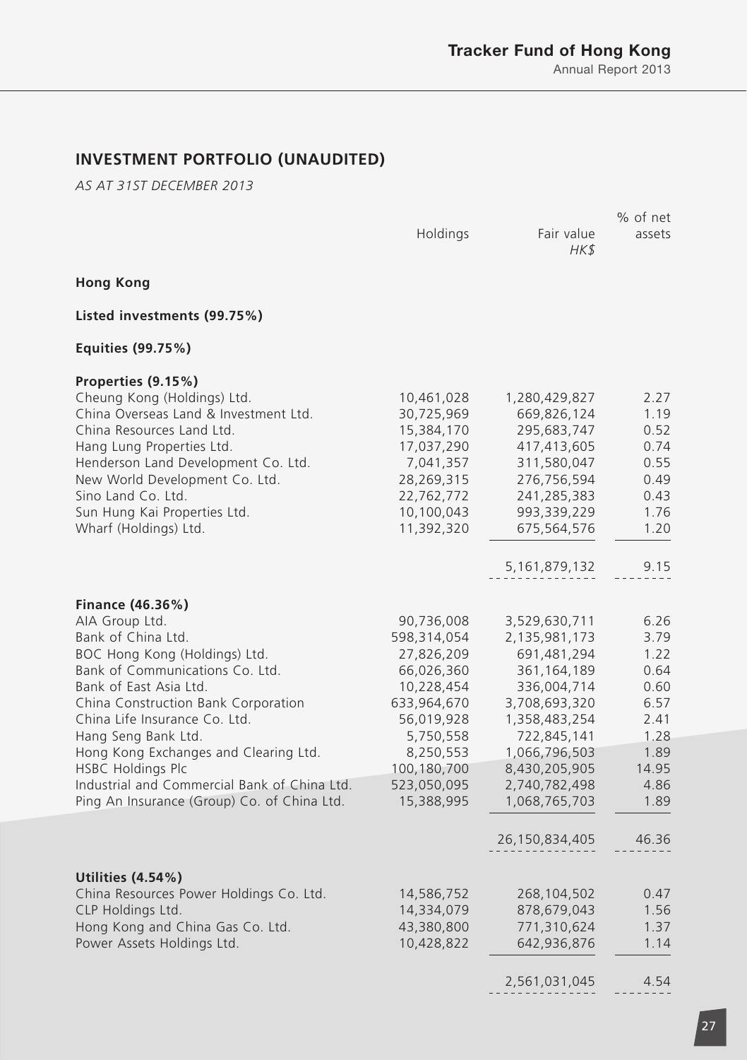## INVESTMENT PORTFOLIO (UNAUDITED)

*AS AT 31ST DECEMBER 2013*

| | Holdings | Fair value *HK$* | % of net assets |
|---|---|---|---|
| **Hong Kong** | | | |
| **Listed investments (99.75%)** | | | |
| **Equities (99.75%)** | | | |
| **Properties (9.15%)** | | | |
| Cheung Kong (Holdings) Ltd. | 10,461,028 | 1,280,429,827 | 2.27 |
| China Overseas Land & Investment Ltd. | 30,725,969 | 669,826,124 | 1.19 |
| China Resources Land Ltd. | 15,384,170 | 295,683,747 | 0.52 |
| Hang Lung Properties Ltd. | 17,037,290 | 417,413,605 | 0.74 |
| Henderson Land Development Co. Ltd. | 7,041,357 | 311,580,047 | 0.55 |
| New World Development Co. Ltd. | 28,269,315 | 276,756,594 | 0.49 |
| Sino Land Co. Ltd. | 22,762,772 | 241,285,383 | 0.43 |
| Sun Hung Kai Properties Ltd. | 10,100,043 | 993,339,229 | 1.76 |
| Wharf (Holdings) Ltd. | 11,392,320 | 675,564,576 | 1.20 |
| | | 5,161,879,132 | 9.15 |
| **Finance (46.36%)** | | | |
| AIA Group Ltd. | 90,736,008 | 3,529,630,711 | 6.26 |
| Bank of China Ltd. | 598,314,054 | 2,135,981,173 | 3.79 |
| BOC Hong Kong (Holdings) Ltd. | 27,826,209 | 691,481,294 | 1.22 |
| Bank of Communications Co. Ltd. | 66,026,360 | 361,164,189 | 0.64 |
| Bank of East Asia Ltd. | 10,228,454 | 336,004,714 | 0.60 |
| China Construction Bank Corporation | 633,964,670 | 3,708,693,320 | 6.57 |
| China Life Insurance Co. Ltd. | 56,019,928 | 1,358,483,254 | 2.41 |
| Hang Seng Bank Ltd. | 5,750,558 | 722,845,141 | 1.28 |
| Hong Kong Exchanges and Clearing Ltd. | 8,250,553 | 1,066,796,503 | 1.89 |
| HSBC Holdings Plc | 100,180,700 | 8,430,205,905 | 14.95 |
| Industrial and Commercial Bank of China Ltd. | 523,050,095 | 2,740,782,498 | 4.86 |
| Ping An Insurance (Group) Co. of China Ltd. | 15,388,995 | 1,068,765,703 | 1.89 |
| | | 26,150,834,405 | 46.36 |
| **Utilities (4.54%)** | | | |
| China Resources Power Holdings Co. Ltd. | 14,586,752 | 268,104,502 | 0.47 |
| CLP Holdings Ltd. | 14,334,079 | 878,679,043 | 1.56 |
| Hong Kong and China Gas Co. Ltd. | 43,380,800 | 771,310,624 | 1.37 |
| Power Assets Holdings Ltd. | 10,428,822 | 642,936,876 | 1.14 |
| | | 2,561,031,045 | 4.54 |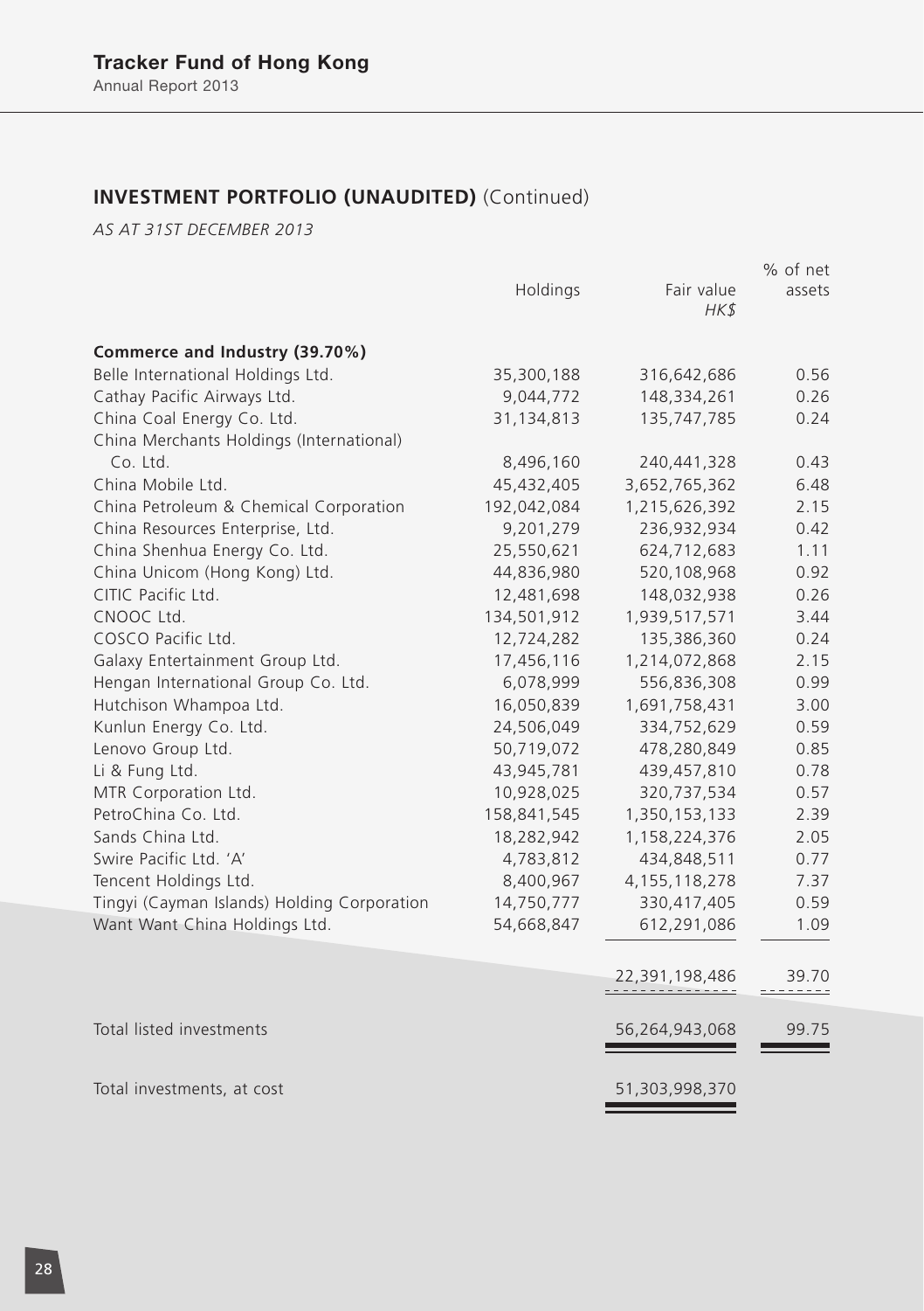## INVESTMENT PORTFOLIO (UNAUDITED) (Continued)

*AS AT 31ST DECEMBER 2013*

| | Holdings | Fair value HK$ | % of net assets |
|---|---|---|---|
| **Commerce and Industry (39.70%)** | | | |
| Belle International Holdings Ltd. | 35,300,188 | 316,642,686 | 0.56 |
| Cathay Pacific Airways Ltd. | 9,044,772 | 148,334,261 | 0.26 |
| China Coal Energy Co. Ltd. | 31,134,813 | 135,747,785 | 0.24 |
| China Merchants Holdings (International) Co. Ltd. | 8,496,160 | 240,441,328 | 0.43 |
| China Mobile Ltd. | 45,432,405 | 3,652,765,362 | 6.48 |
| China Petroleum & Chemical Corporation | 192,042,084 | 1,215,626,392 | 2.15 |
| China Resources Enterprise, Ltd. | 9,201,279 | 236,932,934 | 0.42 |
| China Shenhua Energy Co. Ltd. | 25,550,621 | 624,712,683 | 1.11 |
| China Unicom (Hong Kong) Ltd. | 44,836,980 | 520,108,968 | 0.92 |
| CITIC Pacific Ltd. | 12,481,698 | 148,032,938 | 0.26 |
| CNOOC Ltd. | 134,501,912 | 1,939,517,571 | 3.44 |
| COSCO Pacific Ltd. | 12,724,282 | 135,386,360 | 0.24 |
| Galaxy Entertainment Group Ltd. | 17,456,116 | 1,214,072,868 | 2.15 |
| Hengan International Group Co. Ltd. | 6,078,999 | 556,836,308 | 0.99 |
| Hutchison Whampoa Ltd. | 16,050,839 | 1,691,758,431 | 3.00 |
| Kunlun Energy Co. Ltd. | 24,506,049 | 334,752,629 | 0.59 |
| Lenovo Group Ltd. | 50,719,072 | 478,280,849 | 0.85 |
| Li & Fung Ltd. | 43,945,781 | 439,457,810 | 0.78 |
| MTR Corporation Ltd. | 10,928,025 | 320,737,534 | 0.57 |
| PetroChina Co. Ltd. | 158,841,545 | 1,350,153,133 | 2.39 |
| Sands China Ltd. | 18,282,942 | 1,158,224,376 | 2.05 |
| Swire Pacific Ltd. 'A' | 4,783,812 | 434,848,511 | 0.77 |
| Tencent Holdings Ltd. | 8,400,967 | 4,155,118,278 | 7.37 |
| Tingyi (Cayman Islands) Holding Corporation | 14,750,777 | 330,417,405 | 0.59 |
| Want Want China Holdings Ltd. | 54,668,847 | 612,291,086 | 1.09 |
| | | 22,391,198,486 | 39.70 |
| Total listed investments | | 56,264,943,068 | 99.75 |
| Total investments, at cost | | 51,303,998,370 | |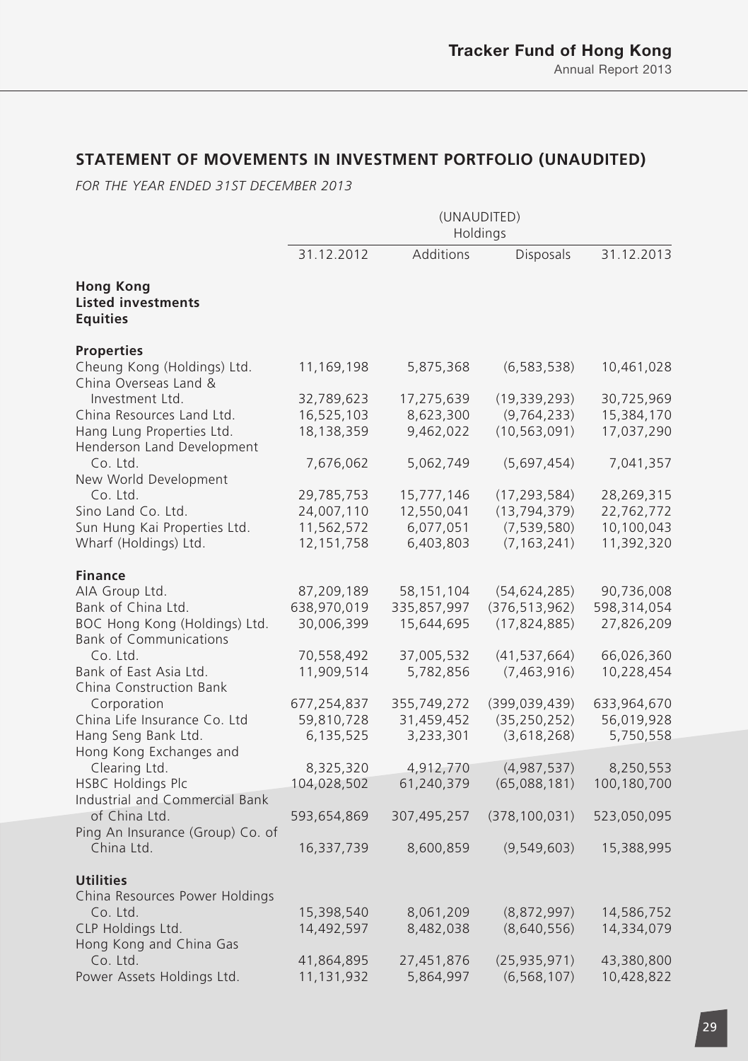## STATEMENT OF MOVEMENTS IN INVESTMENT PORTFOLIO (UNAUDITED)

*FOR THE YEAR ENDED 31ST DECEMBER 2013*

| | (UNAUDITED) Holdings | | | |
|---|---|---|---|---|
| | 31.12.2012 | Additions | Disposals | 31.12.2013 |
| **Hong Kong** | | | | |
| **Listed investments** | | | | |
| **Equities** | | | | |
| **Properties** | | | | |
| Cheung Kong (Holdings) Ltd. | 11,169,198 | 5,875,368 | (6,583,538) | 10,461,028 |
| China Overseas Land & Investment Ltd. | 32,789,623 | 17,275,639 | (19,339,293) | 30,725,969 |
| China Resources Land Ltd. | 16,525,103 | 8,623,300 | (9,764,233) | 15,384,170 |
| Hang Lung Properties Ltd. | 18,138,359 | 9,462,022 | (10,563,091) | 17,037,290 |
| Henderson Land Development Co. Ltd. | 7,676,062 | 5,062,749 | (5,697,454) | 7,041,357 |
| New World Development Co. Ltd. | 29,785,753 | 15,777,146 | (17,293,584) | 28,269,315 |
| Sino Land Co. Ltd. | 24,007,110 | 12,550,041 | (13,794,379) | 22,762,772 |
| Sun Hung Kai Properties Ltd. | 11,562,572 | 6,077,051 | (7,539,580) | 10,100,043 |
| Wharf (Holdings) Ltd. | 12,151,758 | 6,403,803 | (7,163,241) | 11,392,320 |
| **Finance** | | | | |
| AIA Group Ltd. | 87,209,189 | 58,151,104 | (54,624,285) | 90,736,008 |
| Bank of China Ltd. | 638,970,019 | 335,857,997 | (376,513,962) | 598,314,054 |
| BOC Hong Kong (Holdings) Ltd. | 30,006,399 | 15,644,695 | (17,824,885) | 27,826,209 |
| Bank of Communications Co. Ltd. | 70,558,492 | 37,005,532 | (41,537,664) | 66,026,360 |
| Bank of East Asia Ltd. | 11,909,514 | 5,782,856 | (7,463,916) | 10,228,454 |
| China Construction Bank Corporation | 677,254,837 | 355,749,272 | (399,039,439) | 633,964,670 |
| China Life Insurance Co. Ltd | 59,810,728 | 31,459,452 | (35,250,252) | 56,019,928 |
| Hang Seng Bank Ltd. | 6,135,525 | 3,233,301 | (3,618,268) | 5,750,558 |
| Hong Kong Exchanges and Clearing Ltd. | 8,325,320 | 4,912,770 | (4,987,537) | 8,250,553 |
| HSBC Holdings Plc | 104,028,502 | 61,240,379 | (65,088,181) | 100,180,700 |
| Industrial and Commercial Bank of China Ltd. | 593,654,869 | 307,495,257 | (378,100,031) | 523,050,095 |
| Ping An Insurance (Group) Co. of China Ltd. | 16,337,739 | 8,600,859 | (9,549,603) | 15,388,995 |
| **Utilities** | | | | |
| China Resources Power Holdings Co. Ltd. | 15,398,540 | 8,061,209 | (8,872,997) | 14,586,752 |
| CLP Holdings Ltd. | 14,492,597 | 8,482,038 | (8,640,556) | 14,334,079 |
| Hong Kong and China Gas Co. Ltd. | 41,864,895 | 27,451,876 | (25,935,971) | 43,380,800 |
| Power Assets Holdings Ltd. | 11,131,932 | 5,864,997 | (6,568,107) | 10,428,822 |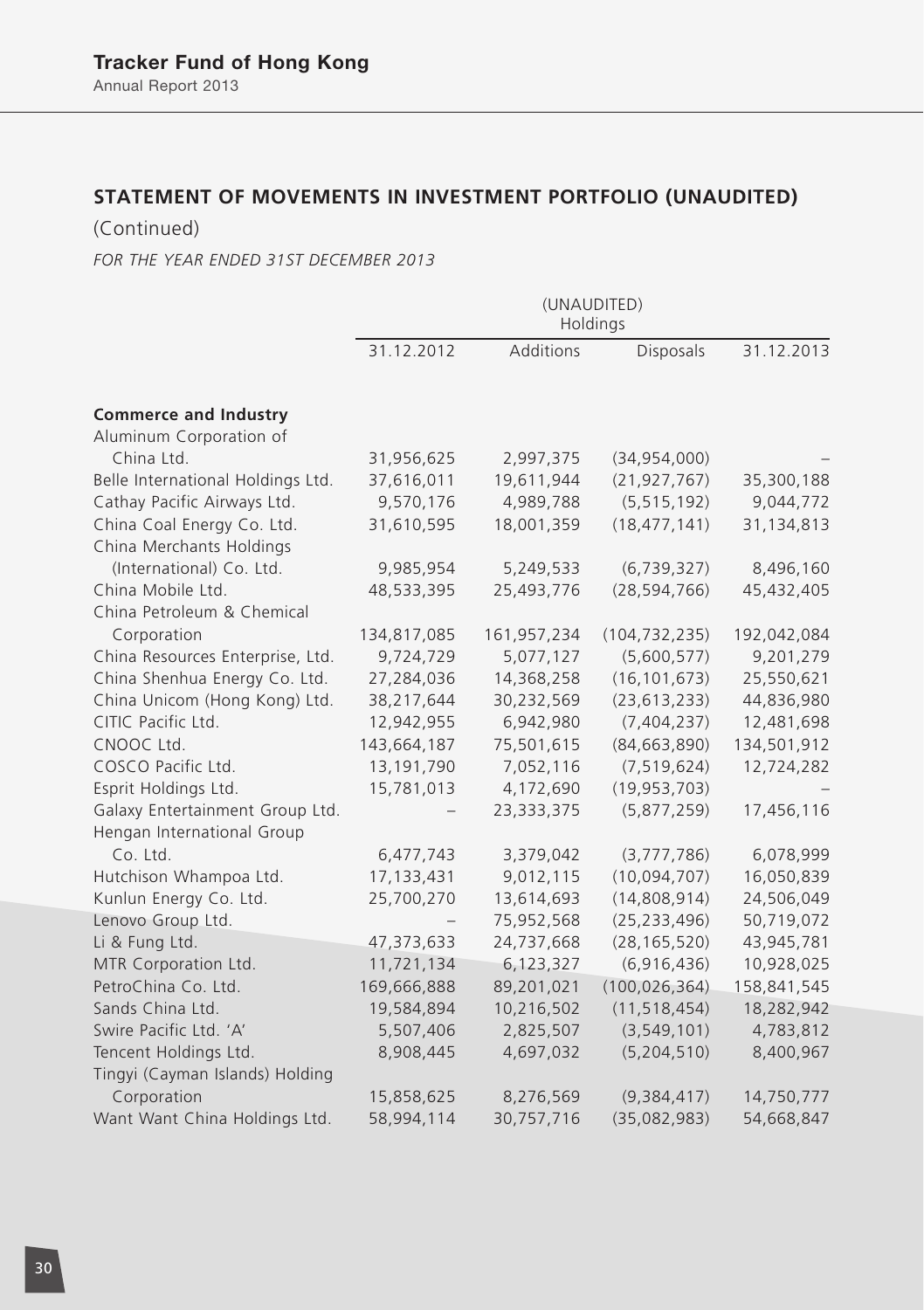## STATEMENT OF MOVEMENTS IN INVESTMENT PORTFOLIO (UNAUDITED)

(Continued)

*FOR THE YEAR ENDED 31ST DECEMBER 2013*

| | (UNAUDITED) Holdings | | | |
|---|---|---|---|---|
| | 31.12.2012 | Additions | Disposals | 31.12.2013 |
| **Commerce and Industry** | | | | |
| Aluminum Corporation of China Ltd. | 31,956,625 | 2,997,375 | (34,954,000) | – |
| Belle International Holdings Ltd. | 37,616,011 | 19,611,944 | (21,927,767) | 35,300,188 |
| Cathay Pacific Airways Ltd. | 9,570,176 | 4,989,788 | (5,515,192) | 9,044,772 |
| China Coal Energy Co. Ltd. | 31,610,595 | 18,001,359 | (18,477,141) | 31,134,813 |
| China Merchants Holdings (International) Co. Ltd. | 9,985,954 | 5,249,533 | (6,739,327) | 8,496,160 |
| China Mobile Ltd. | 48,533,395 | 25,493,776 | (28,594,766) | 45,432,405 |
| China Petroleum & Chemical Corporation | 134,817,085 | 161,957,234 | (104,732,235) | 192,042,084 |
| China Resources Enterprise, Ltd. | 9,724,729 | 5,077,127 | (5,600,577) | 9,201,279 |
| China Shenhua Energy Co. Ltd. | 27,284,036 | 14,368,258 | (16,101,673) | 25,550,621 |
| China Unicom (Hong Kong) Ltd. | 38,217,644 | 30,232,569 | (23,613,233) | 44,836,980 |
| CITIC Pacific Ltd. | 12,942,955 | 6,942,980 | (7,404,237) | 12,481,698 |
| CNOOC Ltd. | 143,664,187 | 75,501,615 | (84,663,890) | 134,501,912 |
| COSCO Pacific Ltd. | 13,191,790 | 7,052,116 | (7,519,624) | 12,724,282 |
| Esprit Holdings Ltd. | 15,781,013 | 4,172,690 | (19,953,703) | – |
| Galaxy Entertainment Group Ltd. | – | 23,333,375 | (5,877,259) | 17,456,116 |
| Hengan International Group Co. Ltd. | 6,477,743 | 3,379,042 | (3,777,786) | 6,078,999 |
| Hutchison Whampoa Ltd. | 17,133,431 | 9,012,115 | (10,094,707) | 16,050,839 |
| Kunlun Energy Co. Ltd. | 25,700,270 | 13,614,693 | (14,808,914) | 24,506,049 |
| Lenovo Group Ltd. | – | 75,952,568 | (25,233,496) | 50,719,072 |
| Li & Fung Ltd. | 47,373,633 | 24,737,668 | (28,165,520) | 43,945,781 |
| MTR Corporation Ltd. | 11,721,134 | 6,123,327 | (6,916,436) | 10,928,025 |
| PetroChina Co. Ltd. | 169,666,888 | 89,201,021 | (100,026,364) | 158,841,545 |
| Sands China Ltd. | 19,584,894 | 10,216,502 | (11,518,454) | 18,282,942 |
| Swire Pacific Ltd. 'A' | 5,507,406 | 2,825,507 | (3,549,101) | 4,783,812 |
| Tencent Holdings Ltd. | 8,908,445 | 4,697,032 | (5,204,510) | 8,400,967 |
| Tingyi (Cayman Islands) Holding Corporation | 15,858,625 | 8,276,569 | (9,384,417) | 14,750,777 |
| Want Want China Holdings Ltd. | 58,994,114 | 30,757,716 | (35,082,983) | 54,668,847 |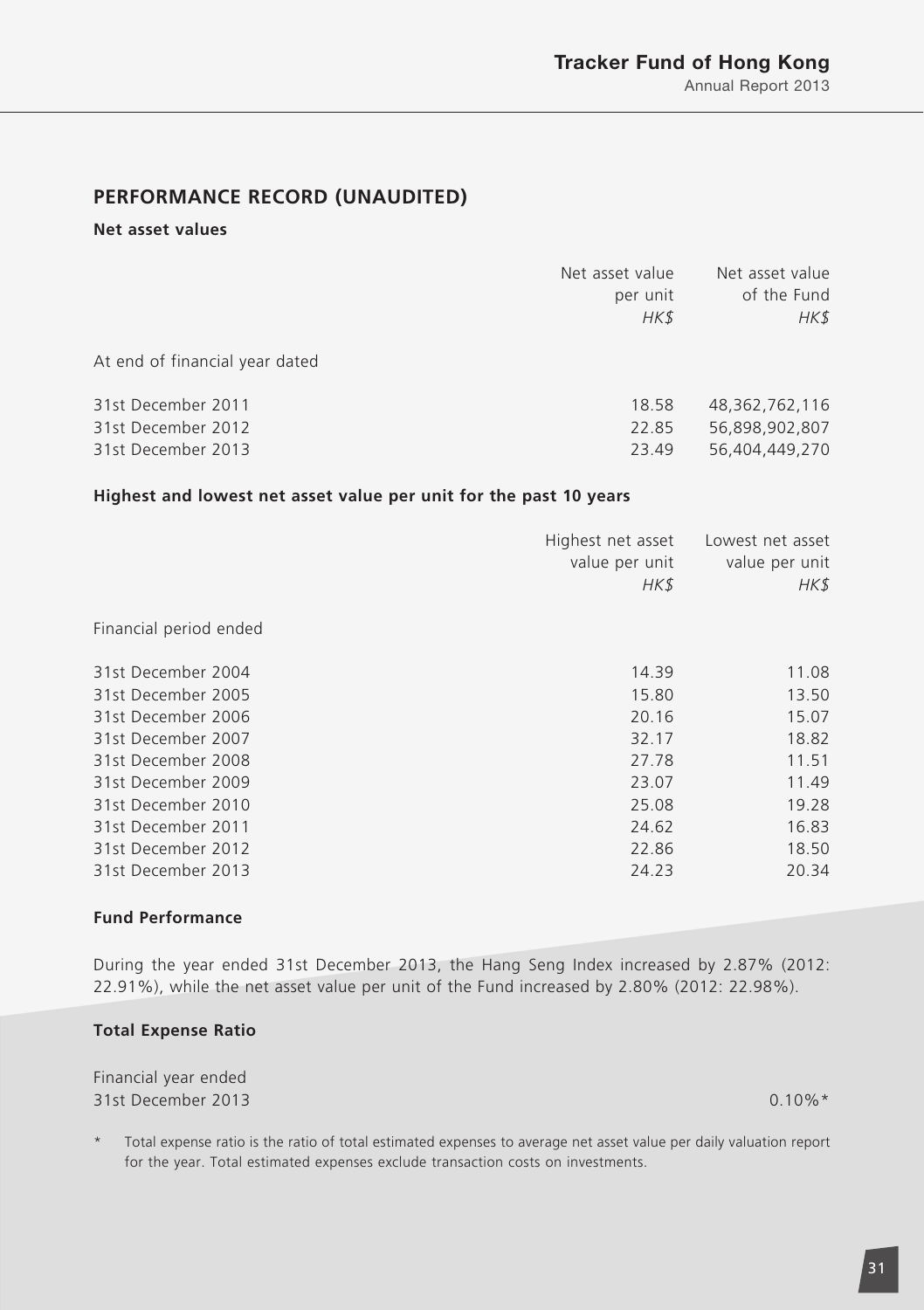## PERFORMANCE RECORD (UNAUDITED)

### Net asset values

| | Net asset value per unit *HK$* | Net asset value of the Fund *HK$* |
|---|---|---|
| At end of financial year dated | | |
| 31st December 2011 | 18.58 | 48,362,762,116 |
| 31st December 2012 | 22.85 | 56,898,902,807 |
| 31st December 2013 | 23.49 | 56,404,449,270 |

### Highest and lowest net asset value per unit for the past 10 years

| | Highest net asset value per unit *HK$* | Lowest net asset value per unit *HK$* |
|---|---|---|
| Financial period ended | | |
| 31st December 2004 | 14.39 | 11.08 |
| 31st December 2005 | 15.80 | 13.50 |
| 31st December 2006 | 20.16 | 15.07 |
| 31st December 2007 | 32.17 | 18.82 |
| 31st December 2008 | 27.78 | 11.51 |
| 31st December 2009 | 23.07 | 11.49 |
| 31st December 2010 | 25.08 | 19.28 |
| 31st December 2011 | 24.62 | 16.83 |
| 31st December 2012 | 22.86 | 18.50 |
| 31st December 2013 | 24.23 | 20.34 |

### Fund Performance

During the year ended 31st December 2013, the Hang Seng Index increased by 2.87% (2012: 22.91%), while the net asset value per unit of the Fund increased by 2.80% (2012: 22.98%).

### Total Expense Ratio

| Financial year ended | |
|---|---|
| 31st December 2013 | 0.10%* |

\* Total expense ratio is the ratio of total estimated expenses to average net asset value per daily valuation report for the year. Total estimated expenses exclude transaction costs on investments.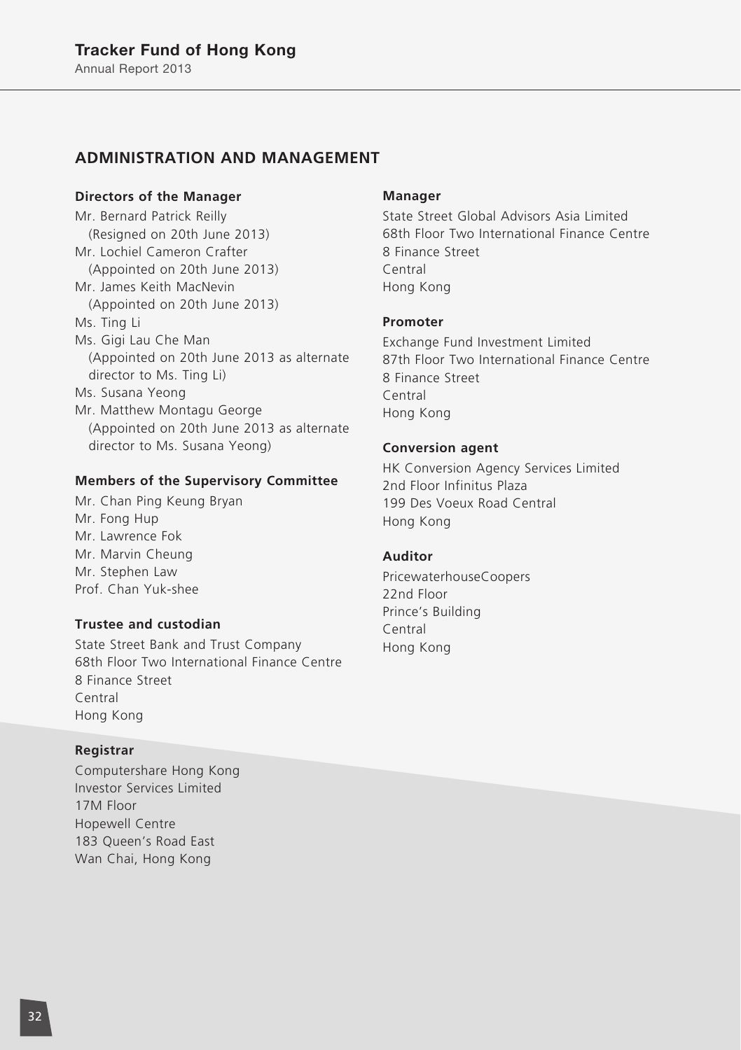## ADMINISTRATION AND MANAGEMENT

### Directors of the Manager

Mr. Bernard Patrick Reilly
 (Resigned on 20th June 2013)
Mr. Lochiel Cameron Crafter
 (Appointed on 20th June 2013)
Mr. James Keith MacNevin
 (Appointed on 20th June 2013)
Ms. Ting Li
Ms. Gigi Lau Che Man
 (Appointed on 20th June 2013 as alternate director to Ms. Ting Li)
Ms. Susana Yeong
Mr. Matthew Montagu George
 (Appointed on 20th June 2013 as alternate director to Ms. Susana Yeong)

### Members of the Supervisory Committee

Mr. Chan Ping Keung Bryan
Mr. Fong Hup
Mr. Lawrence Fok
Mr. Marvin Cheung
Mr. Stephen Law
Prof. Chan Yuk-shee

### Trustee and custodian

State Street Bank and Trust Company
68th Floor Two International Finance Centre
8 Finance Street
Central
Hong Kong

### Registrar

Computershare Hong Kong
Investor Services Limited
17M Floor
Hopewell Centre
183 Queen's Road East
Wan Chai, Hong Kong

### Manager

State Street Global Advisors Asia Limited
68th Floor Two International Finance Centre
8 Finance Street
Central
Hong Kong

### Promoter

Exchange Fund Investment Limited
87th Floor Two International Finance Centre
8 Finance Street
Central
Hong Kong

### Conversion agent

HK Conversion Agency Services Limited
2nd Floor Infinitus Plaza
199 Des Voeux Road Central
Hong Kong

### Auditor

PricewaterhouseCoopers
22nd Floor
Prince's Building
Central
Hong Kong